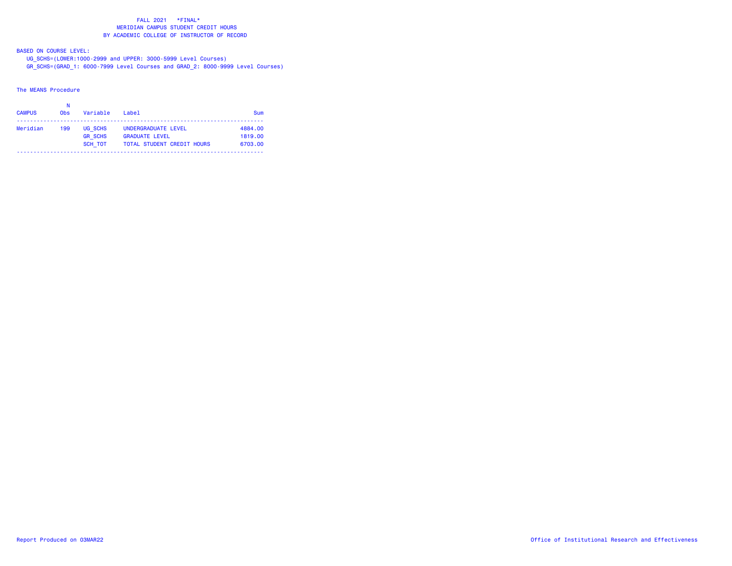# FALL 2021 *FINAL*
## MERIDIAN CAMPUS STUDENT CREDIT HOURS
## BY ACADEMIC COLLEGE OF INSTRUCTOR OF RECORD

BASED ON COURSE LEVEL:

UG_SCHS=(LOWER:1000-2999 and UPPER: 3000-5999 Level Courses)

GR_SCHS=(GRAD_1: 6000-7999 Level Courses and GRAD_2: 8000-9999 Level Courses)

The MEANS Procedure

| CAMPUS | N Obs | Variable | Label | Sum |
|---|---|---|---|---|
| Meridian | 199 | UG_SCHS | UNDERGRADUATE LEVEL | 4884.00 |
| | | GR_SCHS | GRADUATE LEVEL | 1819.00 |
| | | SCH_TOT | TOTAL STUDENT CREDIT HOURS | 6703.00 |

Report Produced on 03MAR22

Office of Institutional Research and Effectiveness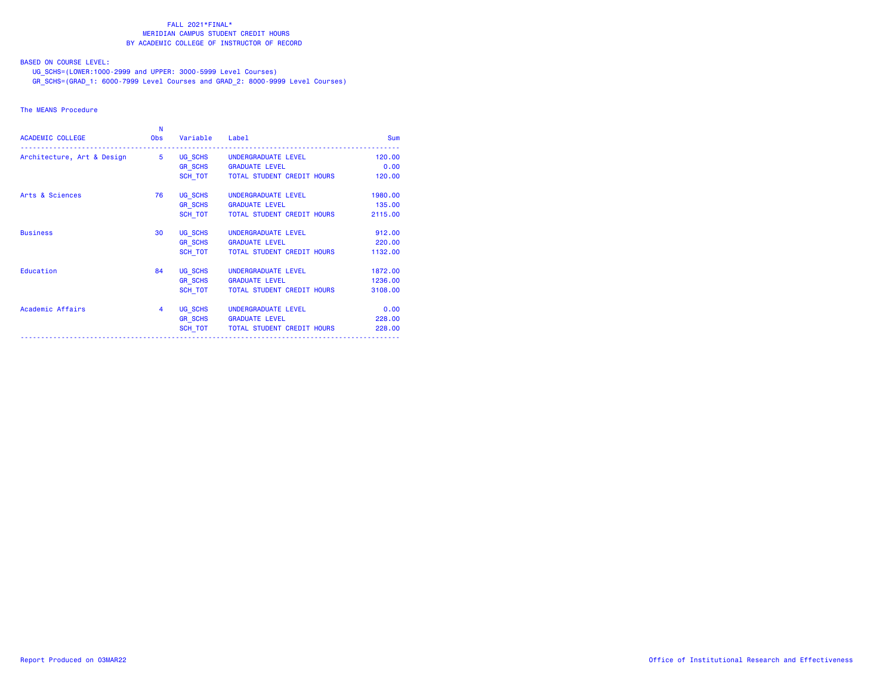FALL 2021*FINAL*
MERIDIAN CAMPUS STUDENT CREDIT HOURS
BY ACADEMIC COLLEGE OF INSTRUCTOR OF RECORD

BASED ON COURSE LEVEL:
UG_SCHS=(LOWER:1000-2999 and UPPER: 3000-5999 Level Courses)
GR_SCHS=(GRAD_1: 6000-7999 Level Courses and GRAD_2: 8000-9999 Level Courses)

The MEANS Procedure

| ACADEMIC COLLEGE | N Obs | Variable | Label | Sum |
|---|---|---|---|---|
| Architecture, Art & Design | 5 | UG_SCHS | UNDERGRADUATE LEVEL | 120.00 |
| | | GR_SCHS | GRADUATE LEVEL | 0.00 |
| | | SCH_TOT | TOTAL STUDENT CREDIT HOURS | 120.00 |
| Arts & Sciences | 76 | UG_SCHS | UNDERGRADUATE LEVEL | 1980.00 |
| | | GR_SCHS | GRADUATE LEVEL | 135.00 |
| | | SCH_TOT | TOTAL STUDENT CREDIT HOURS | 2115.00 |
| Business | 30 | UG_SCHS | UNDERGRADUATE LEVEL | 912.00 |
| | | GR_SCHS | GRADUATE LEVEL | 220.00 |
| | | SCH_TOT | TOTAL STUDENT CREDIT HOURS | 1132.00 |
| Education | 84 | UG_SCHS | UNDERGRADUATE LEVEL | 1872.00 |
| | | GR_SCHS | GRADUATE LEVEL | 1236.00 |
| | | SCH_TOT | TOTAL STUDENT CREDIT HOURS | 3108.00 |
| Academic Affairs | 4 | UG_SCHS | UNDERGRADUATE LEVEL | 0.00 |
| | | GR_SCHS | GRADUATE LEVEL | 228.00 |
| | | SCH_TOT | TOTAL STUDENT CREDIT HOURS | 228.00 |

Report Produced on 03MAR22

Office of Institutional Research and Effectiveness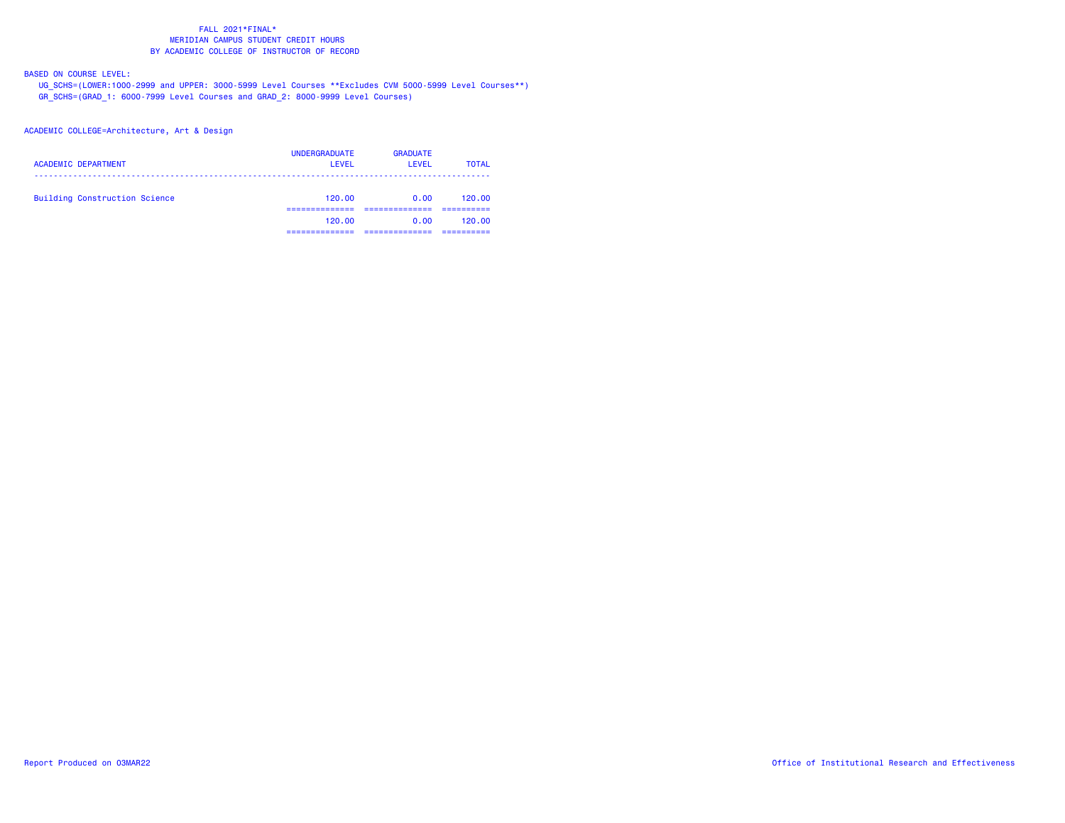FALL 2021*FINAL*
MERIDIAN CAMPUS STUDENT CREDIT HOURS
BY ACADEMIC COLLEGE OF INSTRUCTOR OF RECORD

BASED ON COURSE LEVEL:
UG_SCHS=(LOWER:1000-2999 and UPPER: 3000-5999 Level Courses **Excludes CVM 5000-5999 Level Courses**)
GR_SCHS=(GRAD_1: 6000-7999 Level Courses and GRAD_2: 8000-9999 Level Courses)

ACADEMIC COLLEGE=Architecture, Art & Design

| ACADEMIC DEPARTMENT | UNDERGRADUATE LEVEL | GRADUATE LEVEL | TOTAL |
|---|---|---|---|
| Building Construction Science | 120.00 | 0.00 | 120.00 |
| | 120.00 | 0.00 | 120.00 |

Report Produced on 03MAR22

Office of Institutional Research and Effectiveness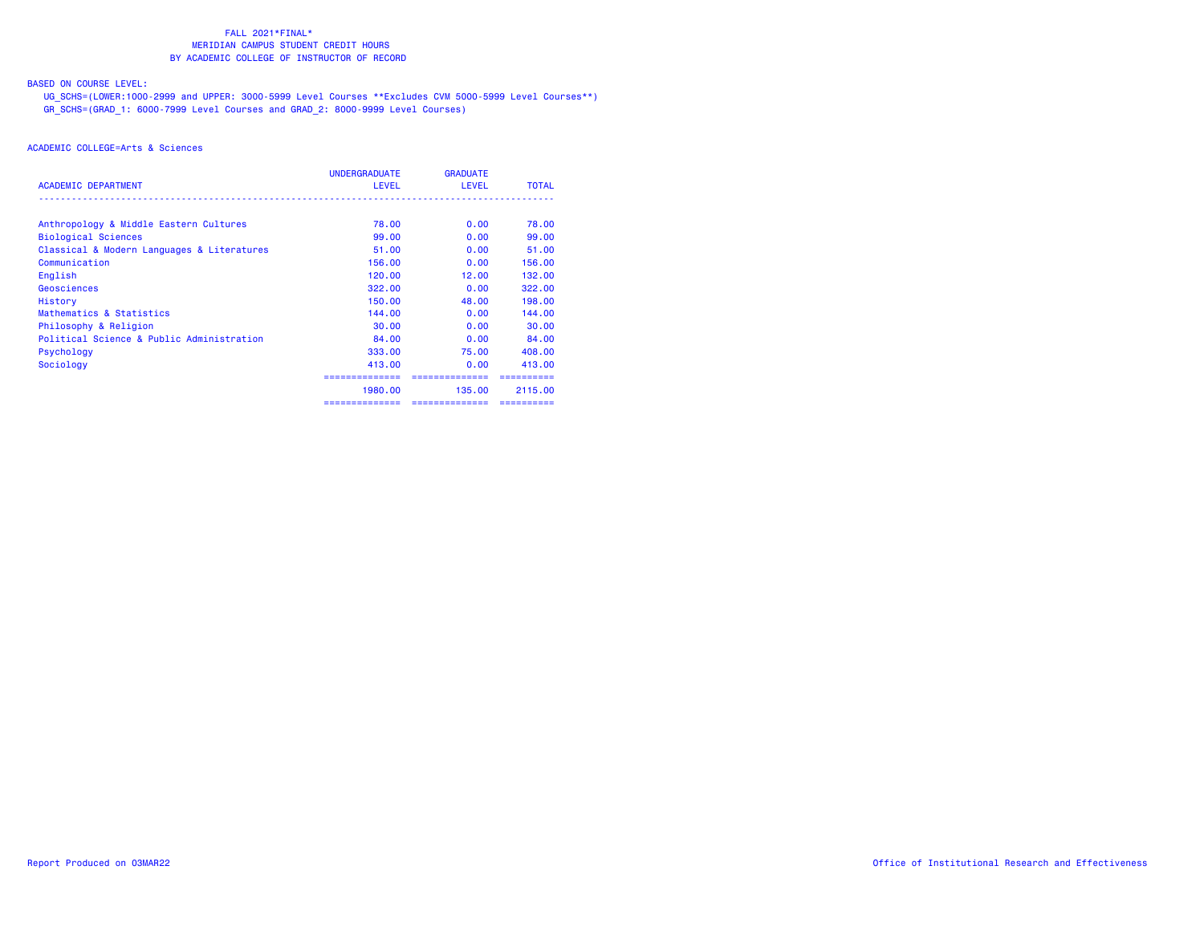# FALL 2021*FINAL*

## MERIDIAN CAMPUS STUDENT CREDIT HOURS

## BY ACADEMIC COLLEGE OF INSTRUCTOR OF RECORD

BASED ON COURSE LEVEL:

UG_SCHS=(LOWER:1000-2999 and UPPER: 3000-5999 Level Courses **Excludes CVM 5000-5999 Level Courses**)

GR_SCHS=(GRAD_1: 6000-7999 Level Courses and GRAD_2: 8000-9999 Level Courses)

ACADEMIC COLLEGE=Arts & Sciences

| ACADEMIC DEPARTMENT | UNDERGRADUATE LEVEL | GRADUATE LEVEL | TOTAL |
|---|---|---|---|
| Anthropology & Middle Eastern Cultures | 78.00 | 0.00 | 78.00 |
| Biological Sciences | 99.00 | 0.00 | 99.00 |
| Classical & Modern Languages & Literatures | 51.00 | 0.00 | 51.00 |
| Communication | 156.00 | 0.00 | 156.00 |
| English | 120.00 | 12.00 | 132.00 |
| Geosciences | 322.00 | 0.00 | 322.00 |
| History | 150.00 | 48.00 | 198.00 |
| Mathematics & Statistics | 144.00 | 0.00 | 144.00 |
| Philosophy & Religion | 30.00 | 0.00 | 30.00 |
| Political Science & Public Administration | 84.00 | 0.00 | 84.00 |
| Psychology | 333.00 | 75.00 | 408.00 |
| Sociology | 413.00 | 0.00 | 413.00 |
| | 1980.00 | 135.00 | 2115.00 |

Report Produced on 03MAR22

Office of Institutional Research and Effectiveness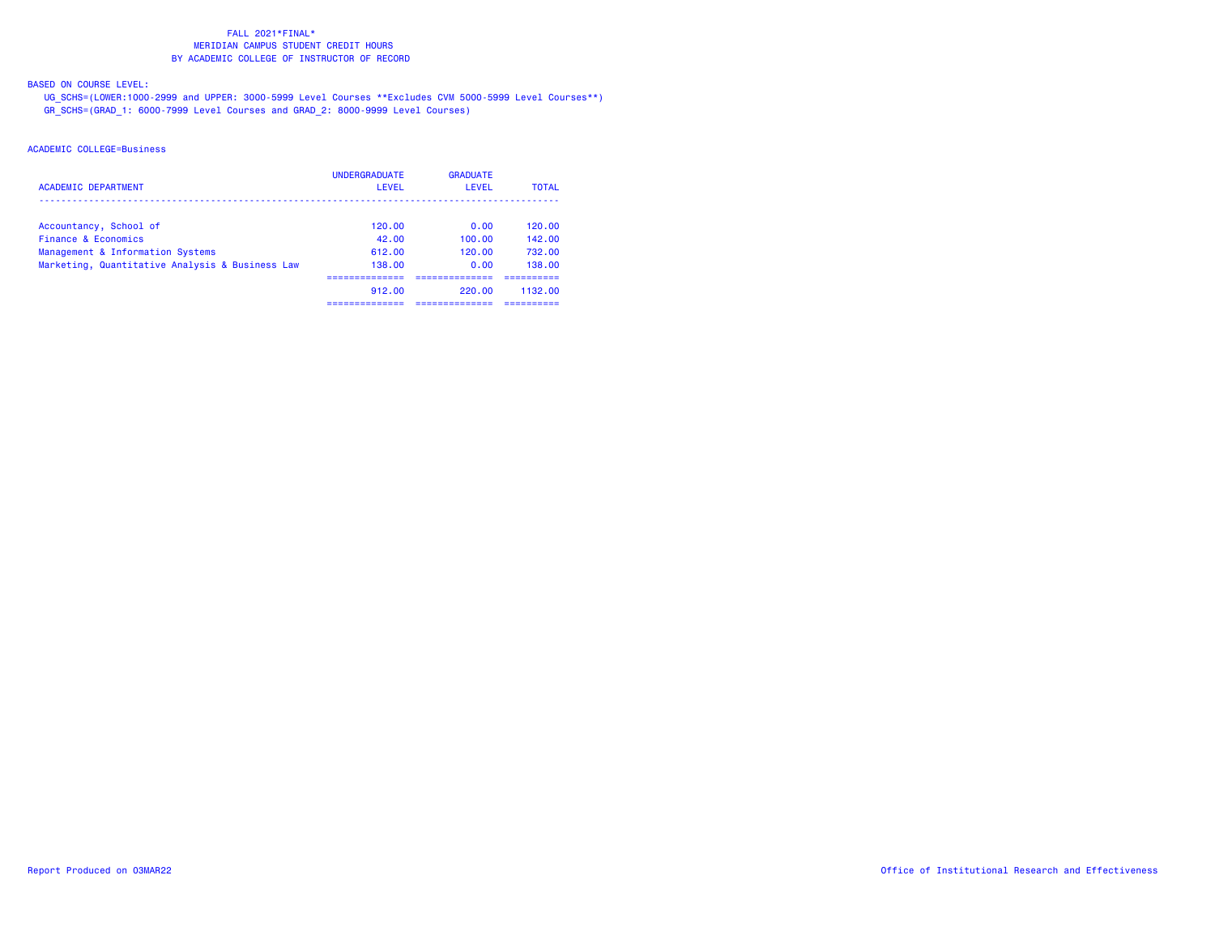FALL 2021*FINAL*
MERIDIAN CAMPUS STUDENT CREDIT HOURS
BY ACADEMIC COLLEGE OF INSTRUCTOR OF RECORD

BASED ON COURSE LEVEL:

UG_SCHS=(LOWER:1000-2999 and UPPER: 3000-5999 Level Courses **Excludes CVM 5000-5999 Level Courses**)
GR_SCHS=(GRAD_1: 6000-7999 Level Courses and GRAD_2: 8000-9999 Level Courses)

ACADEMIC COLLEGE=Business

| ACADEMIC DEPARTMENT | UNDERGRADUATE LEVEL | GRADUATE LEVEL | TOTAL |
|---|---|---|---|
| Accountancy, School of | 120.00 | 0.00 | 120.00 |
| Finance & Economics | 42.00 | 100.00 | 142.00 |
| Management & Information Systems | 612.00 | 120.00 | 732.00 |
| Marketing, Quantitative Analysis & Business Law | 138.00 | 0.00 | 138.00 |
| | 912.00 | 220.00 | 1132.00 |

Report Produced on 03MAR22

Office of Institutional Research and Effectiveness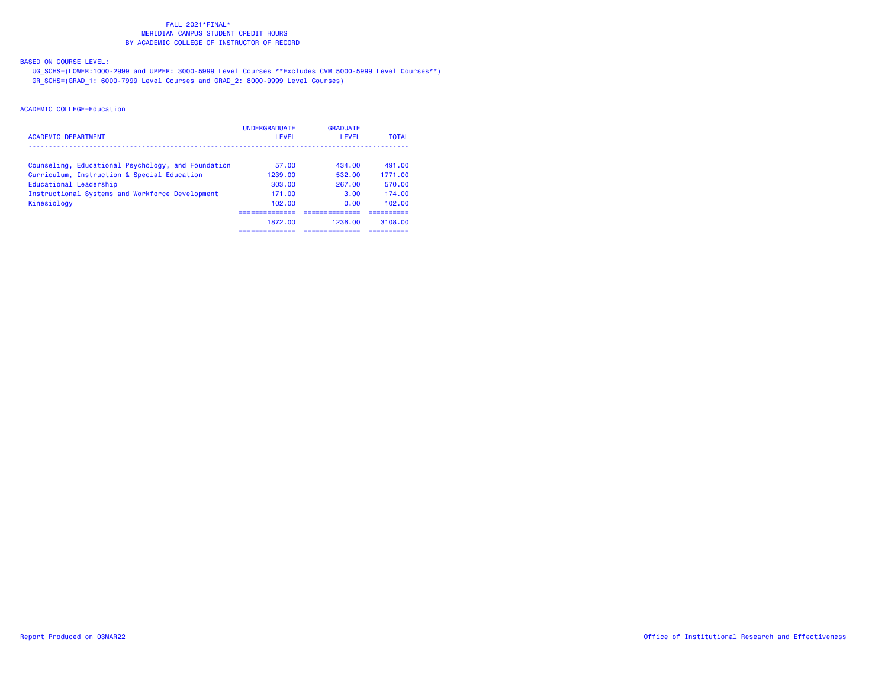FALL 2021*FINAL*
MERIDIAN CAMPUS STUDENT CREDIT HOURS
BY ACADEMIC COLLEGE OF INSTRUCTOR OF RECORD

BASED ON COURSE LEVEL:
UG_SCHS=(LOWER:1000-2999 and UPPER: 3000-5999 Level Courses **Excludes CVM 5000-5999 Level Courses**)
GR_SCHS=(GRAD_1: 6000-7999 Level Courses and GRAD_2: 8000-9999 Level Courses)

ACADEMIC COLLEGE=Education

| ACADEMIC DEPARTMENT | UNDERGRADUATE LEVEL | GRADUATE LEVEL | TOTAL |
|---|---|---|---|
| Counseling, Educational Psychology, and Foundation | 57.00 | 434.00 | 491.00 |
| Curriculum, Instruction & Special Education | 1239.00 | 532.00 | 1771.00 |
| Educational Leadership | 303.00 | 267.00 | 570.00 |
| Instructional Systems and Workforce Development | 171.00 | 3.00 | 174.00 |
| Kinesiology | 102.00 | 0.00 | 102.00 |
| | 1872.00 | 1236.00 | 3108.00 |

Report Produced on 03MAR22

Office of Institutional Research and Effectiveness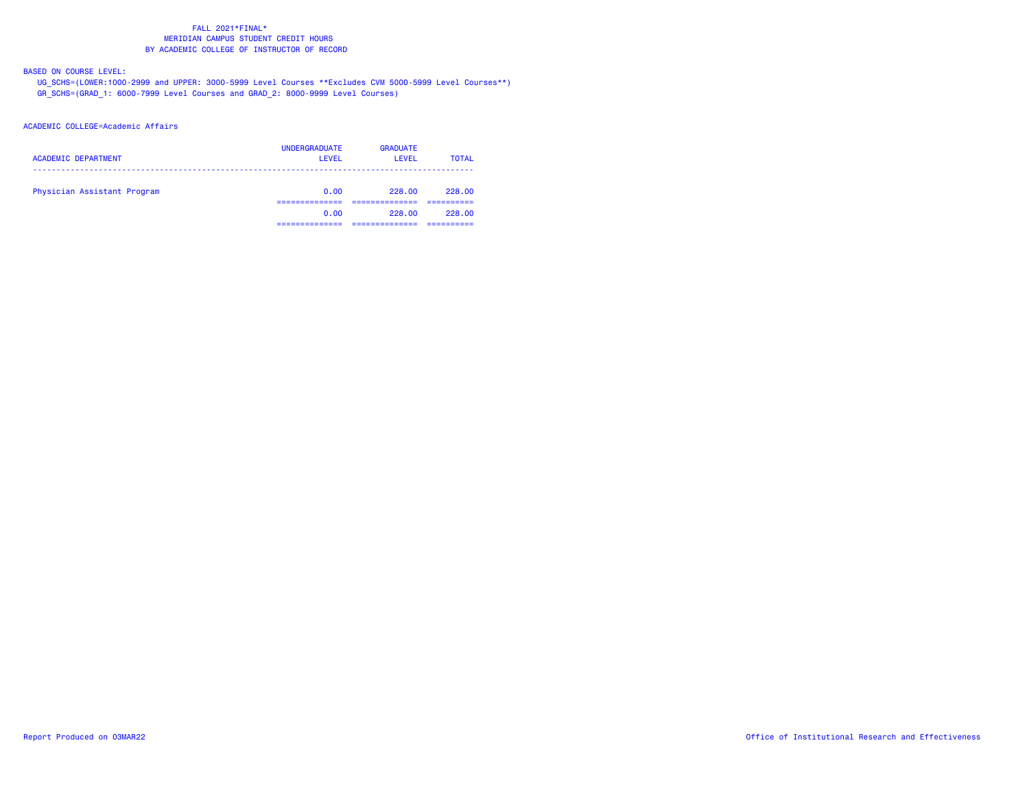# FALL 2021*FINAL*
## MERIDIAN CAMPUS STUDENT CREDIT HOURS
## BY ACADEMIC COLLEGE OF INSTRUCTOR OF RECORD

BASED ON COURSE LEVEL:

UG_SCHS=(LOWER:1000-2999 and UPPER: 3000-5999 Level Courses **Excludes CVM 5000-5999 Level Courses**)

GR_SCHS=(GRAD_1: 6000-7999 Level Courses and GRAD_2: 8000-9999 Level Courses)

ACADEMIC COLLEGE=Academic Affairs

| ACADEMIC DEPARTMENT | UNDERGRADUATE LEVEL | GRADUATE LEVEL | TOTAL |
|---|---|---|---|
| Physician Assistant Program | 0.00 | 228.00 | 228.00 |
| | 0.00 | 228.00 | 228.00 |

Report Produced on 03MAR22

Office of Institutional Research and Effectiveness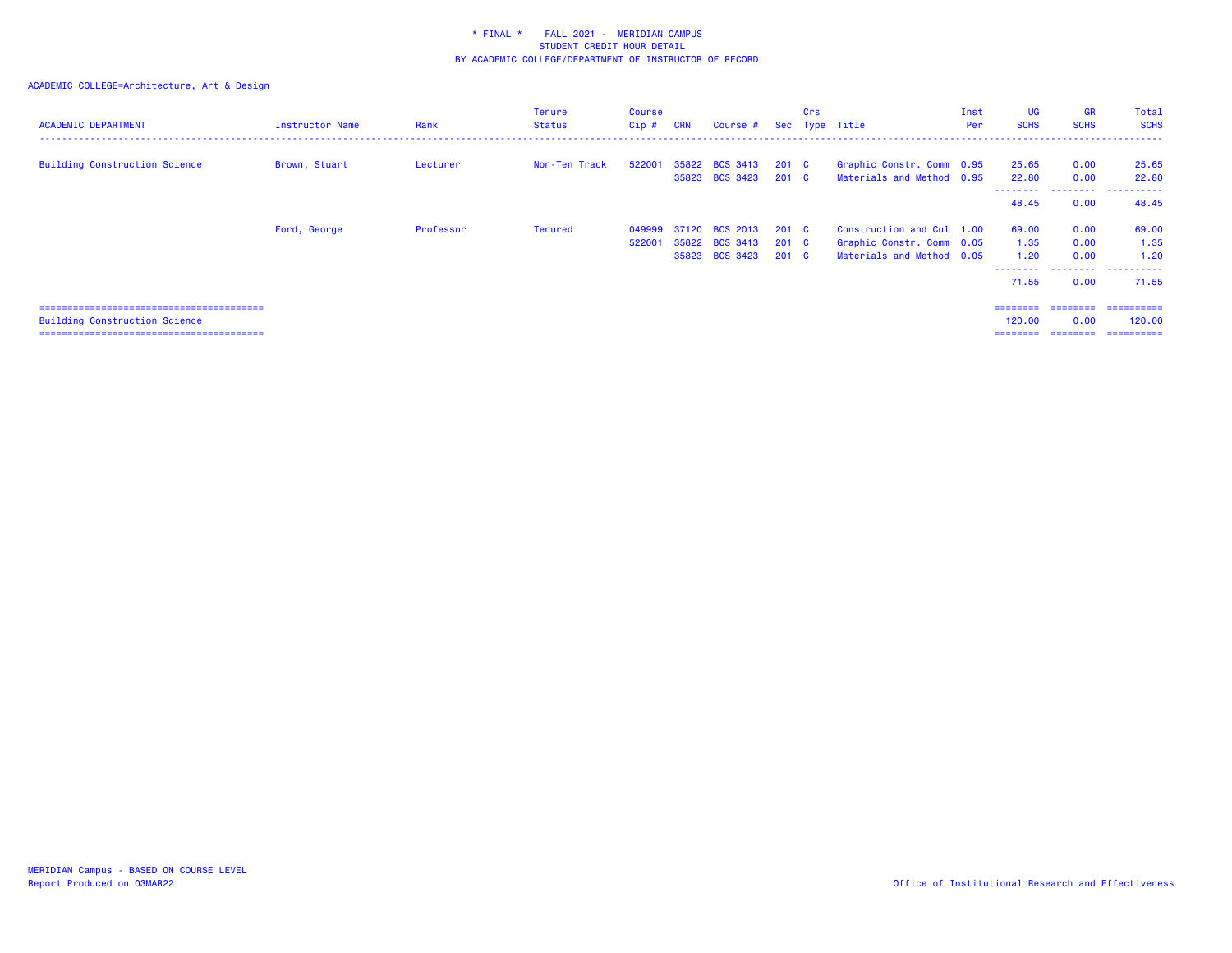* FINAL * FALL 2021 - MERIDIAN CAMPUS
STUDENT CREDIT HOUR DETAIL
BY ACADEMIC COLLEGE/DEPARTMENT OF INSTRUCTOR OF RECORD

ACADEMIC COLLEGE=Architecture, Art & Design

| ACADEMIC DEPARTMENT | Instructor Name | Rank | Tenure Status | Course Cip # | CRN | Course # | Sec | Crs Type | Title | Inst Per | UG SCHS | GR SCHS | Total SCHS |
|---|---|---|---|---|---|---|---|---|---|---|---|---|---|
| Building Construction Science | Brown, Stuart | Lecturer | Non-Ten Track | 522001 | 35822 | BCS 3413 | 201 | C | Graphic Constr. Comm | 0.95 | 25.65 | 0.00 | 25.65 |
| | | | | | 35823 | BCS 3423 | 201 | C | Materials and Method | 0.95 | 22.80 | 0.00 | 22.80 |
| | | | | | | | | | | | 48.45 | 0.00 | 48.45 |
| | Ford, George | Professor | Tenured | 049999 | 37120 | BCS 2013 | 201 | C | Construction and Cul | 1.00 | 69.00 | 0.00 | 69.00 |
| | | | | 522001 | 35822 | BCS 3413 | 201 | C | Graphic Constr. Comm | 0.05 | 1.35 | 0.00 | 1.35 |
| | | | | | 35823 | BCS 3423 | 201 | C | Materials and Method | 0.05 | 1.20 | 0.00 | 1.20 |
| | | | | | | | | | | | 71.55 | 0.00 | 71.55 |
| Building Construction Science | | | | | | | | | | | 120.00 | 0.00 | 120.00 |

MERIDIAN Campus - BASED ON COURSE LEVEL
Report Produced on 03MAR22

Office of Institutional Research and Effectiveness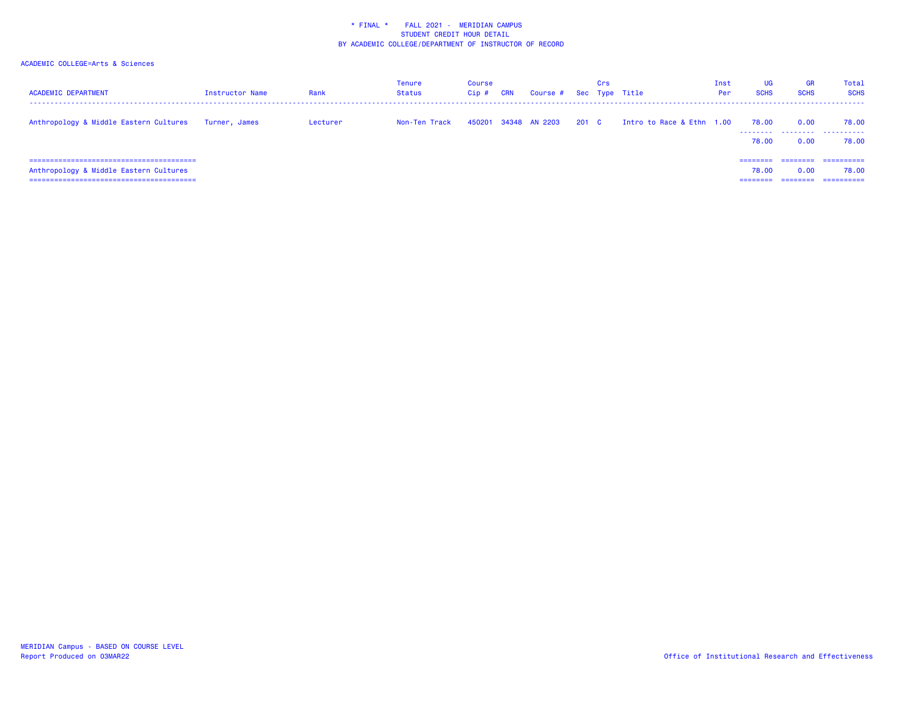\* FINAL \* FALL 2021 - MERIDIAN CAMPUS
STUDENT CREDIT HOUR DETAIL
BY ACADEMIC COLLEGE/DEPARTMENT OF INSTRUCTOR OF RECORD

ACADEMIC COLLEGE=Arts & Sciences

| ACADEMIC DEPARTMENT | Instructor Name | Rank | Tenure Status | Course Cip # | CRN | Course # | Sec | Crs Type | Title | Inst Per | UG SCHS | GR SCHS | Total SCHS |
|---|---|---|---|---|---|---|---|---|---|---|---|---|---|
| Anthropology & Middle Eastern Cultures | Turner, James | Lecturer | Non-Ten Track | 450201 | 34348 | AN 2203 | 201 | C | Intro to Race & Ethn | 1.00 | 78.00 | 0.00 | 78.00 |
| | | | | | | | | | | | 78.00 | 0.00 | 78.00 |
| Anthropology & Middle Eastern Cultures | | | | | | | | | | | 78.00 | 0.00 | 78.00 |

MERIDIAN Campus - BASED ON COURSE LEVEL
Report Produced on 03MAR22

Office of Institutional Research and Effectiveness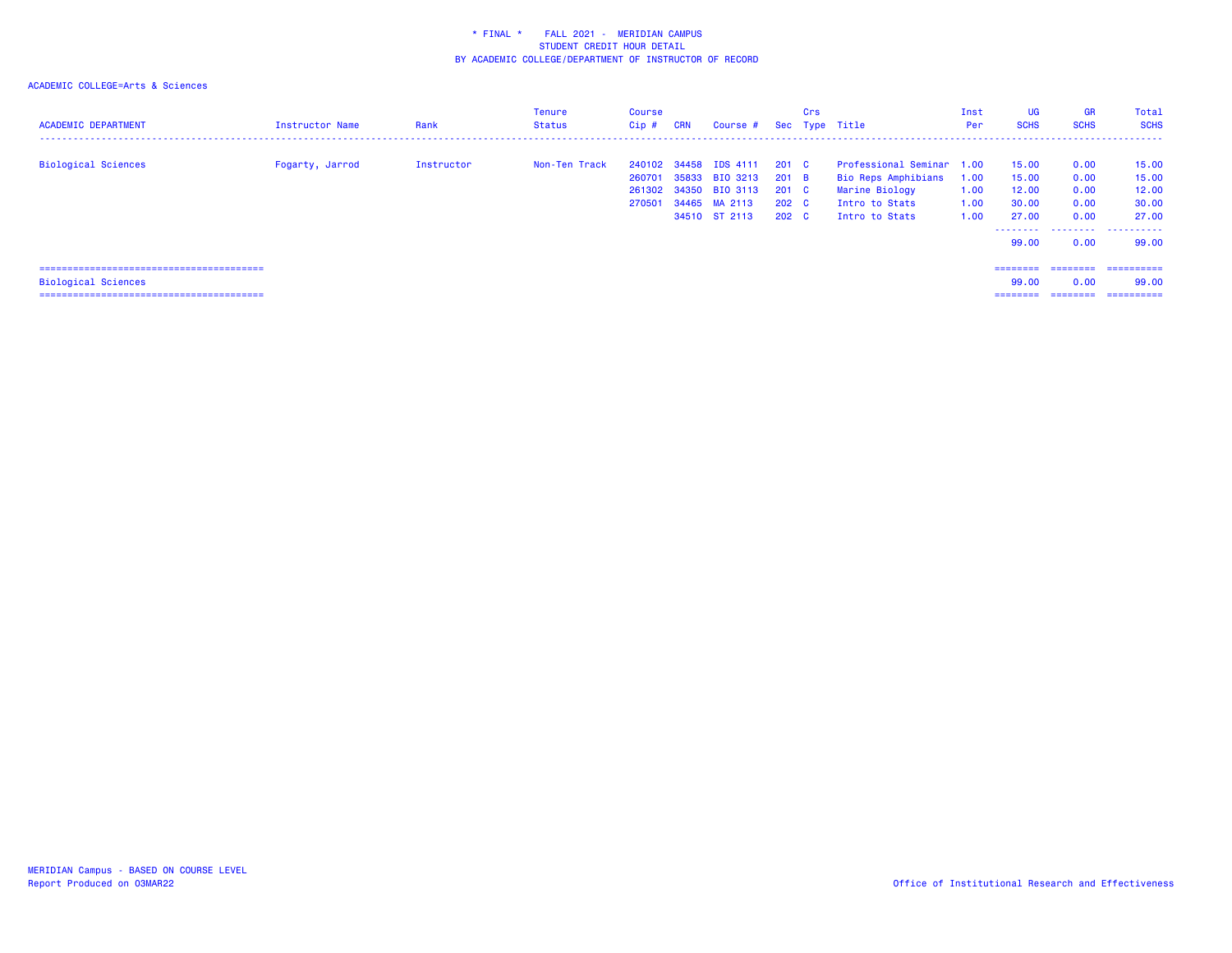# * FINAL * FALL 2021 - MERIDIAN CAMPUS
## STUDENT CREDIT HOUR DETAIL
## BY ACADEMIC COLLEGE/DEPARTMENT OF INSTRUCTOR OF RECORD

ACADEMIC COLLEGE=Arts & Sciences

| ACADEMIC DEPARTMENT | Instructor Name | Rank | Tenure Status | Course Cip # | CRN | Course # | Sec | Crs Type | Title | Inst Per | UG SCHS | GR SCHS | Total SCHS |
|---|---|---|---|---|---|---|---|---|---|---|---|---|---|
| Biological Sciences | Fogarty, Jarrod | Instructor | Non-Ten Track | 240102 | 34458 | IDS 4111 | 201 | C | Professional Seminar | 1.00 | 15.00 | 0.00 | 15.00 |
| | | | | 260701 | 35833 | BIO 3213 | 201 | B | Bio Reps Amphibians | 1.00 | 15.00 | 0.00 | 15.00 |
| | | | | 261302 | 34350 | BIO 3113 | 201 | C | Marine Biology | 1.00 | 12.00 | 0.00 | 12.00 |
| | | | | 270501 | 34465 | MA 2113 | 202 | C | Intro to Stats | 1.00 | 30.00 | 0.00 | 30.00 |
| | | | | | 34510 | ST 2113 | 202 | C | Intro to Stats | 1.00 | 27.00 | 0.00 | 27.00 |
| | | | | | | | | | | | 99.00 | 0.00 | 99.00 |
| Biological Sciences | | | | | | | | | | | 99.00 | 0.00 | 99.00 |

MERIDIAN Campus - BASED ON COURSE LEVEL
Report Produced on 03MAR22

Office of Institutional Research and Effectiveness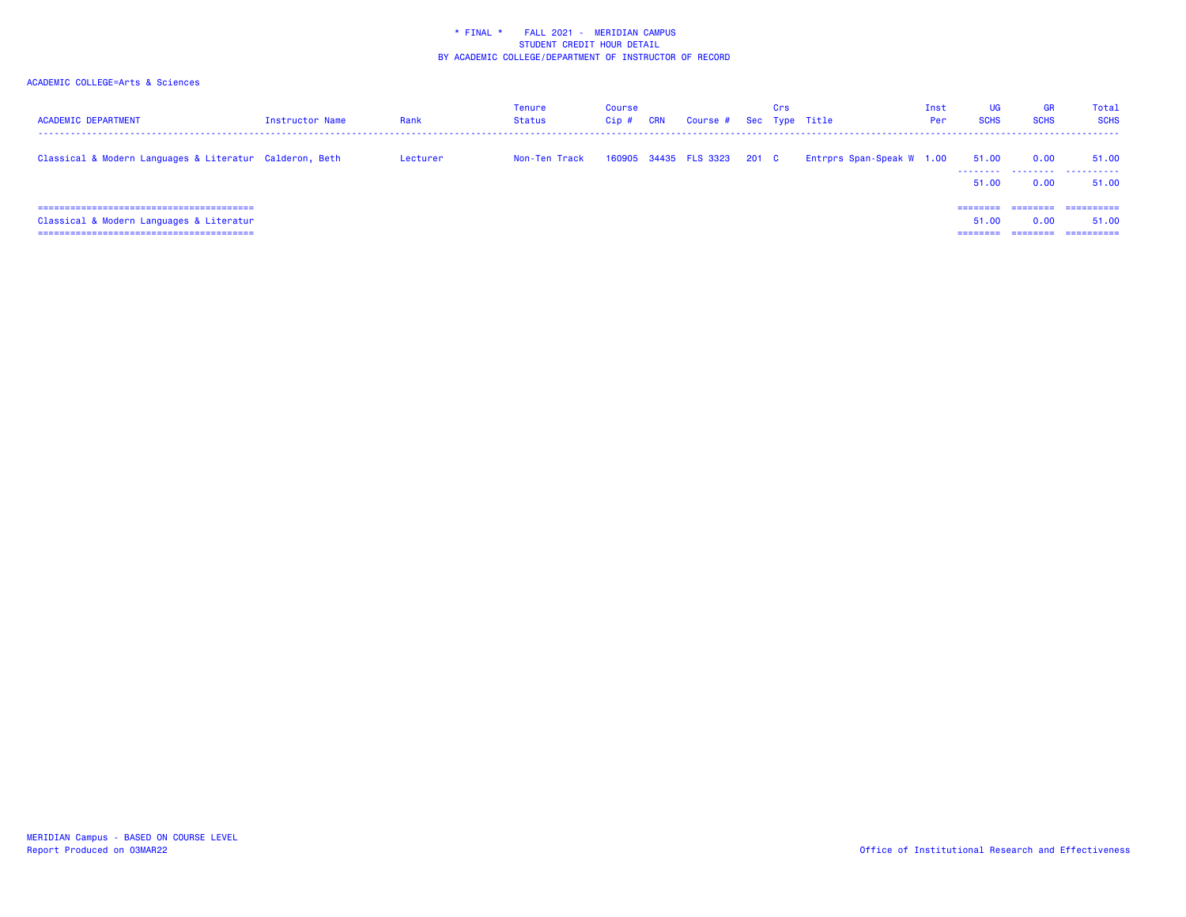\* FINAL \*    FALL 2021 - MERIDIAN CAMPUS
STUDENT CREDIT HOUR DETAIL
BY ACADEMIC COLLEGE/DEPARTMENT OF INSTRUCTOR OF RECORD

ACADEMIC COLLEGE=Arts & Sciences

| ACADEMIC DEPARTMENT | Instructor Name | Rank | Tenure Status | Course Cip # | CRN | Course # | Sec | Crs Type | Title | Inst Per | UG SCHS | GR SCHS | Total SCHS |
|---|---|---|---|---|---|---|---|---|---|---|---|---|---|
| Classical & Modern Languages & Literatur | Calderon, Beth | Lecturer | Non-Ten Track | 160905 | 34435 | FLS 3323 | 201 | C | Entrprs Span-Speak W | 1.00 | 51.00 | 0.00 | 51.00 |
| | | | | | | | | | | | 51.00 | 0.00 | 51.00 |
| Classical & Modern Languages & Literatur | | | | | | | | | | | 51.00 | 0.00 | 51.00 |

MERIDIAN Campus - BASED ON COURSE LEVEL
Report Produced on 03MAR22

Office of Institutional Research and Effectiveness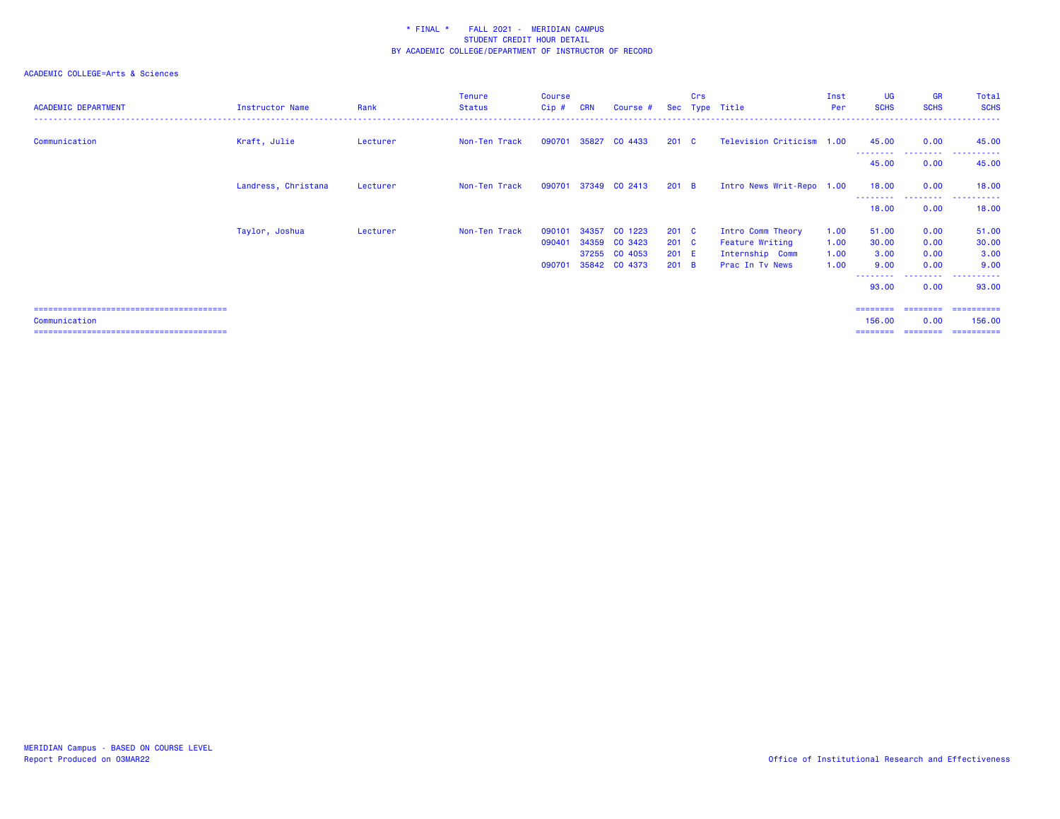\* FINAL \* FALL 2021 - MERIDIAN CAMPUS
STUDENT CREDIT HOUR DETAIL
BY ACADEMIC COLLEGE/DEPARTMENT OF INSTRUCTOR OF RECORD

ACADEMIC COLLEGE=Arts & Sciences

| ACADEMIC DEPARTMENT | Instructor Name | Rank | Tenure Status | Course Cip # | CRN | Course # | Sec | Crs Type | Title | Inst Per | UG SCHS | GR SCHS | Total SCHS |
|---|---|---|---|---|---|---|---|---|---|---|---|---|---|
| Communication | Kraft, Julie | Lecturer | Non-Ten Track | 090701 | 35827 | CO 4433 | 201 | C | Television Criticism | 1.00 | 45.00 | 0.00 | 45.00 |
| | | | | | | | | | | | 45.00 | 0.00 | 45.00 |
| | Landress, Christana | Lecturer | Non-Ten Track | 090701 | 37349 | CO 2413 | 201 | B | Intro News Writ-Repo | 1.00 | 18.00 | 0.00 | 18.00 |
| | | | | | | | | | | | 18.00 | 0.00 | 18.00 |
| | Taylor, Joshua | Lecturer | Non-Ten Track | 090101 | 34357 | CO 1223 | 201 | C | Intro Comm Theory | 1.00 | 51.00 | 0.00 | 51.00 |
| | | | | 090401 | 34359 | CO 3423 | 201 | C | Feature Writing | 1.00 | 30.00 | 0.00 | 30.00 |
| | | | | | 37255 | CO 4053 | 201 | E | Internship Comm | 1.00 | 3.00 | 0.00 | 3.00 |
| | | | | 090701 | 35842 | CO 4373 | 201 | B | Prac In Tv News | 1.00 | 9.00 | 0.00 | 9.00 |
| | | | | | | | | | | | 93.00 | 0.00 | 93.00 |
| Communication | | | | | | | | | | | 156.00 | 0.00 | 156.00 |

MERIDIAN Campus - BASED ON COURSE LEVEL
Report Produced on 03MAR22

Office of Institutional Research and Effectiveness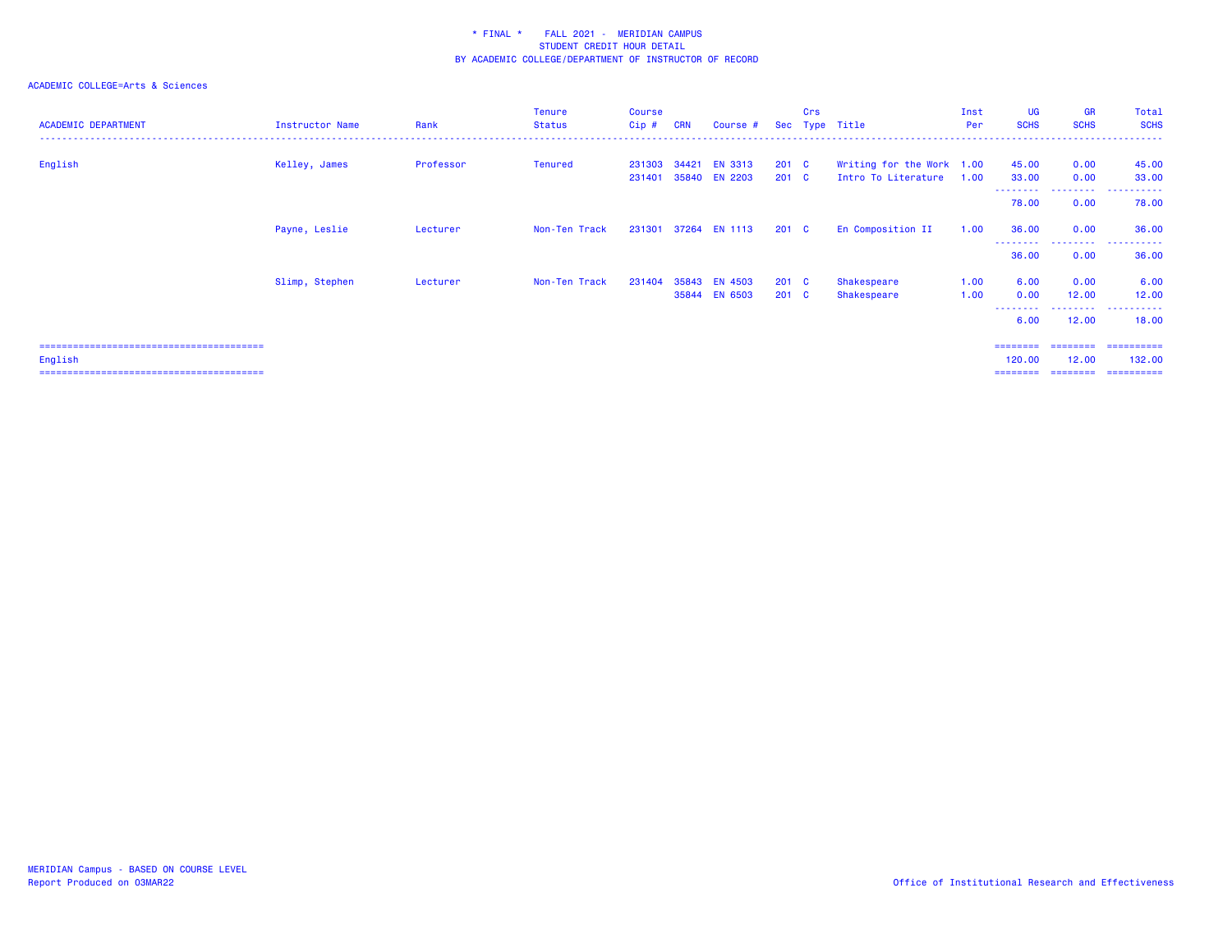\* FINAL \*    FALL 2021 -  MERIDIAN CAMPUS
STUDENT CREDIT HOUR DETAIL
BY ACADEMIC COLLEGE/DEPARTMENT OF INSTRUCTOR OF RECORD

ACADEMIC COLLEGE=Arts & Sciences

| ACADEMIC DEPARTMENT | Instructor Name | Rank | Tenure Status | Course Cip # | CRN | Course # | Sec | Crs Type | Title | Inst Per | UG SCHS | GR SCHS | Total SCHS |
|---|---|---|---|---|---|---|---|---|---|---|---|---|---|
| English | Kelley, James | Professor | Tenured | 231303 | 34421 | EN 3313 | 201 | C | Writing for the Work | 1.00 | 45.00 | 0.00 | 45.00 |
| | | | | 231401 | 35840 | EN 2203 | 201 | C | Intro To Literature | 1.00 | 33.00 | 0.00 | 33.00 |
| | | | | | | | | | | | 78.00 | 0.00 | 78.00 |
| | Payne, Leslie | Lecturer | Non-Ten Track | 231301 | 37264 | EN 1113 | 201 | C | En Composition II | 1.00 | 36.00 | 0.00 | 36.00 |
| | | | | | | | | | | | 36.00 | 0.00 | 36.00 |
| | Slimp, Stephen | Lecturer | Non-Ten Track | 231404 | 35843 | EN 4503 | 201 | C | Shakespeare | 1.00 | 6.00 | 0.00 | 6.00 |
| | | | | | 35844 | EN 6503 | 201 | C | Shakespeare | 1.00 | 0.00 | 12.00 | 12.00 |
| | | | | | | | | | | | 6.00 | 12.00 | 18.00 |
| English | | | | | | | | | | | 120.00 | 12.00 | 132.00 |

MERIDIAN Campus - BASED ON COURSE LEVEL
Report Produced on 03MAR22

Office of Institutional Research and Effectiveness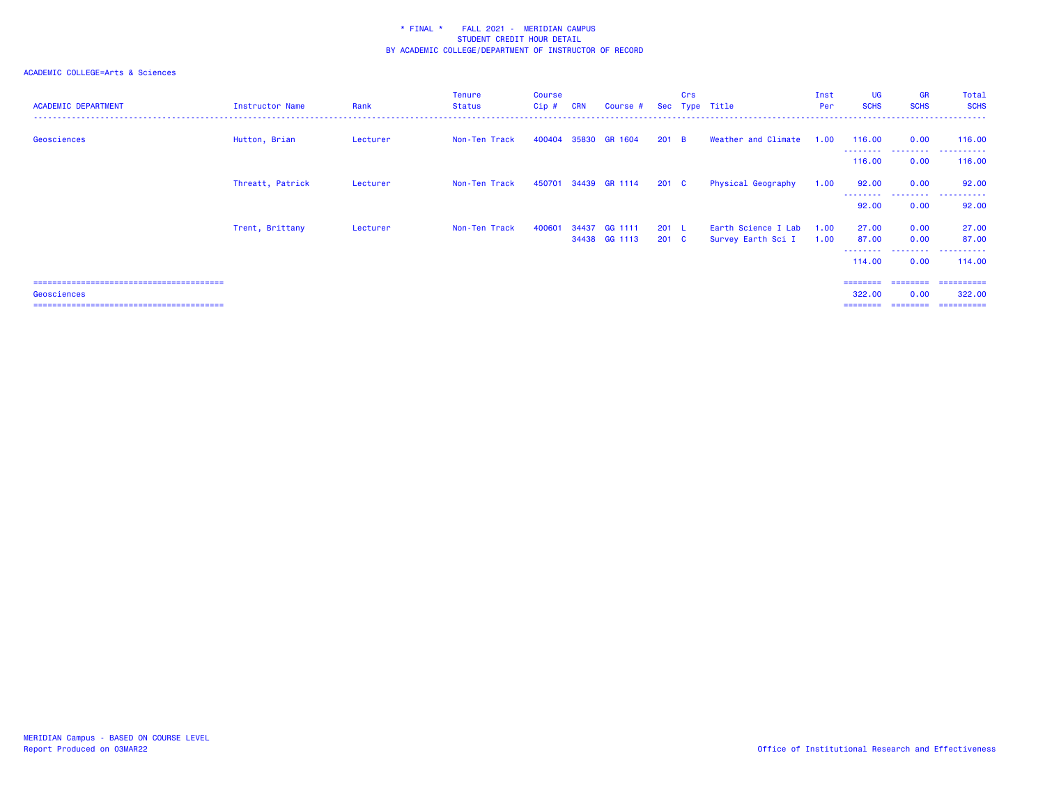\* FINAL \* FALL 2021 - MERIDIAN CAMPUS
STUDENT CREDIT HOUR DETAIL
BY ACADEMIC COLLEGE/DEPARTMENT OF INSTRUCTOR OF RECORD

ACADEMIC COLLEGE=Arts & Sciences

| ACADEMIC DEPARTMENT | Instructor Name | Rank | Tenure Status | Course Cip # | CRN | Course # | Sec | Crs Type | Title | Inst Per | UG SCHS | GR SCHS | Total SCHS |
|---|---|---|---|---|---|---|---|---|---|---|---|---|---|
| Geosciences | Hutton, Brian | Lecturer | Non-Ten Track | 400404 | 35830 | GR 1604 | 201 | B | Weather and Climate | 1.00 | 116.00 | 0.00 | 116.00 |
| | | | | | | | | | | | 116.00 | 0.00 | 116.00 |
| | Threatt, Patrick | Lecturer | Non-Ten Track | 450701 | 34439 | GR 1114 | 201 | C | Physical Geography | 1.00 | 92.00 | 0.00 | 92.00 |
| | | | | | | | | | | | 92.00 | 0.00 | 92.00 |
| | Trent, Brittany | Lecturer | Non-Ten Track | 400601 | 34437 | GG 1111 | 201 | L | Earth Science I Lab | 1.00 | 27.00 | 0.00 | 27.00 |
| | | | | | 34438 | GG 1113 | 201 | C | Survey Earth Sci I | 1.00 | 87.00 | 0.00 | 87.00 |
| | | | | | | | | | | | 114.00 | 0.00 | 114.00 |
| Geosciences | | | | | | | | | | | 322.00 | 0.00 | 322.00 |

MERIDIAN Campus - BASED ON COURSE LEVEL
Report Produced on 03MAR22

Office of Institutional Research and Effectiveness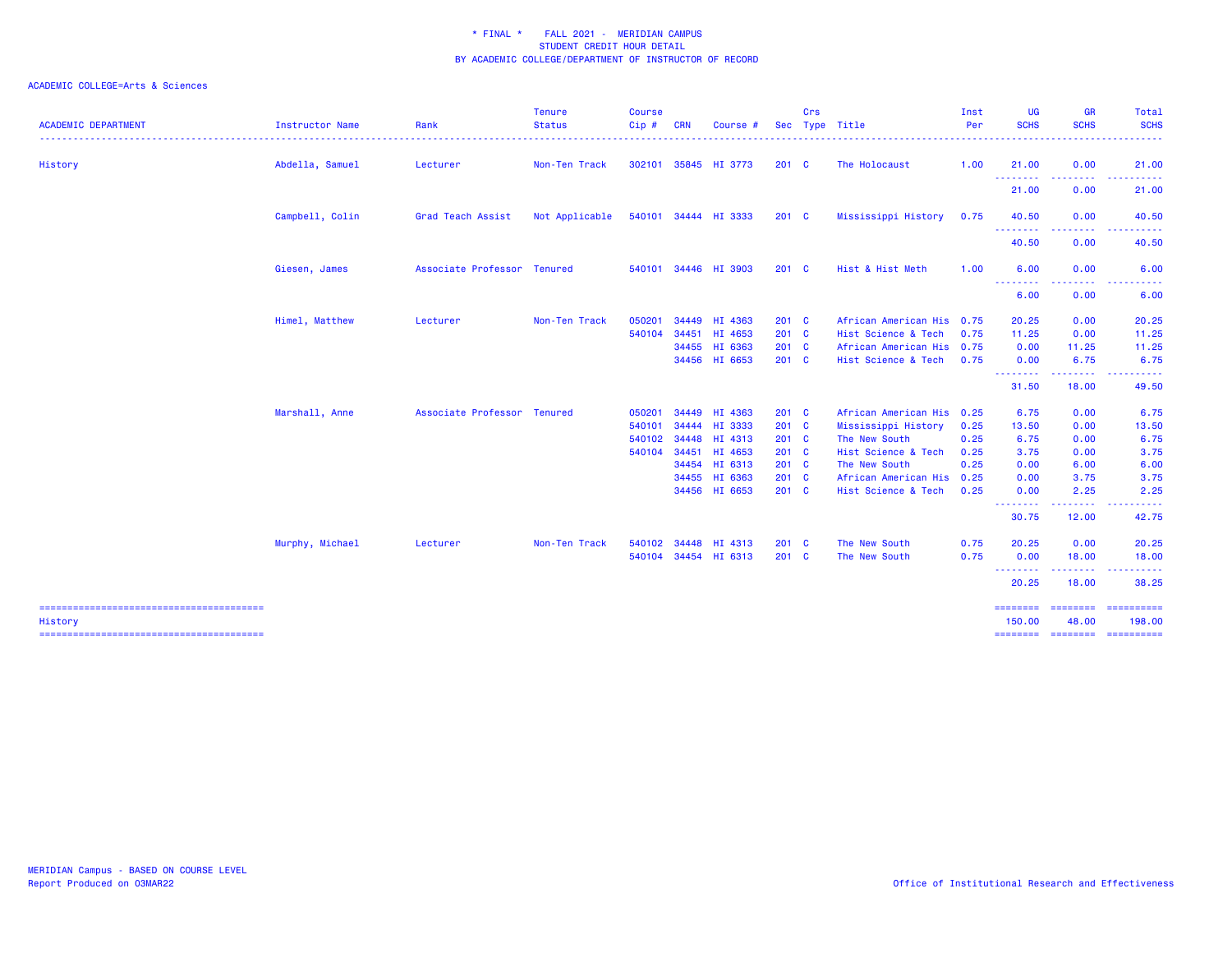\* FINAL \* FALL 2021 - MERIDIAN CAMPUS
STUDENT CREDIT HOUR DETAIL
BY ACADEMIC COLLEGE/DEPARTMENT OF INSTRUCTOR OF RECORD

ACADEMIC COLLEGE=Arts & Sciences

| ACADEMIC DEPARTMENT | Instructor Name | Rank | Tenure Status | Course Cip # | CRN | Course # | Sec | Crs Type | Title | Inst Per | UG SCHS | GR SCHS | Total SCHS |
|---|---|---|---|---|---|---|---|---|---|---|---|---|---|
| History | Abdella, Samuel | Lecturer | Non-Ten Track | 302101 | 35845 | HI 3773 | 201 | C | The Holocaust | 1.00 | 21.00 | 0.00 | 21.00 |
| | | | | | | | | | | | 21.00 | 0.00 | 21.00 |
| | Campbell, Colin | Grad Teach Assist | Not Applicable | 540101 | 34444 | HI 3333 | 201 | C | Mississippi History | 0.75 | 40.50 | 0.00 | 40.50 |
| | | | | | | | | | | | 40.50 | 0.00 | 40.50 |
| | Giesen, James | Associate Professor | Tenured | 540101 | 34446 | HI 3903 | 201 | C | Hist & Hist Meth | 1.00 | 6.00 | 0.00 | 6.00 |
| | | | | | | | | | | | 6.00 | 0.00 | 6.00 |
| | Himel, Matthew | Lecturer | Non-Ten Track | 050201 | 34449 | HI 4363 | 201 | C | African American His | 0.75 | 20.25 | 0.00 | 20.25 |
| | | | | 540104 | 34451 | HI 4653 | 201 | C | Hist Science & Tech | 0.75 | 11.25 | 0.00 | 11.25 |
| | | | | | 34455 | HI 6363 | 201 | C | African American His | 0.75 | 0.00 | 11.25 | 11.25 |
| | | | | | 34456 | HI 6653 | 201 | C | Hist Science & Tech | 0.75 | 0.00 | 6.75 | 6.75 |
| | | | | | | | | | | | 31.50 | 18.00 | 49.50 |
| | Marshall, Anne | Associate Professor | Tenured | 050201 | 34449 | HI 4363 | 201 | C | African American His | 0.25 | 6.75 | 0.00 | 6.75 |
| | | | | 540101 | 34444 | HI 3333 | 201 | C | Mississippi History | 0.25 | 13.50 | 0.00 | 13.50 |
| | | | | 540102 | 34448 | HI 4313 | 201 | C | The New South | 0.25 | 6.75 | 0.00 | 6.75 |
| | | | | 540104 | 34451 | HI 4653 | 201 | C | Hist Science & Tech | 0.25 | 3.75 | 0.00 | 3.75 |
| | | | | | 34454 | HI 6313 | 201 | C | The New South | 0.25 | 0.00 | 6.00 | 6.00 |
| | | | | | 34455 | HI 6363 | 201 | C | African American His | 0.25 | 0.00 | 3.75 | 3.75 |
| | | | | | 34456 | HI 6653 | 201 | C | Hist Science & Tech | 0.25 | 0.00 | 2.25 | 2.25 |
| | | | | | | | | | | | 30.75 | 12.00 | 42.75 |
| | Murphy, Michael | Lecturer | Non-Ten Track | 540102 | 34448 | HI 4313 | 201 | C | The New South | 0.75 | 20.25 | 0.00 | 20.25 |
| | | | | 540104 | 34454 | HI 6313 | 201 | C | The New South | 0.75 | 0.00 | 18.00 | 18.00 |
| | | | | | | | | | | | 20.25 | 18.00 | 38.25 |
| History | | | | | | | | | | | 150.00 | 48.00 | 198.00 |

MERIDIAN Campus - BASED ON COURSE LEVEL
Report Produced on 03MAR22

Office of Institutional Research and Effectiveness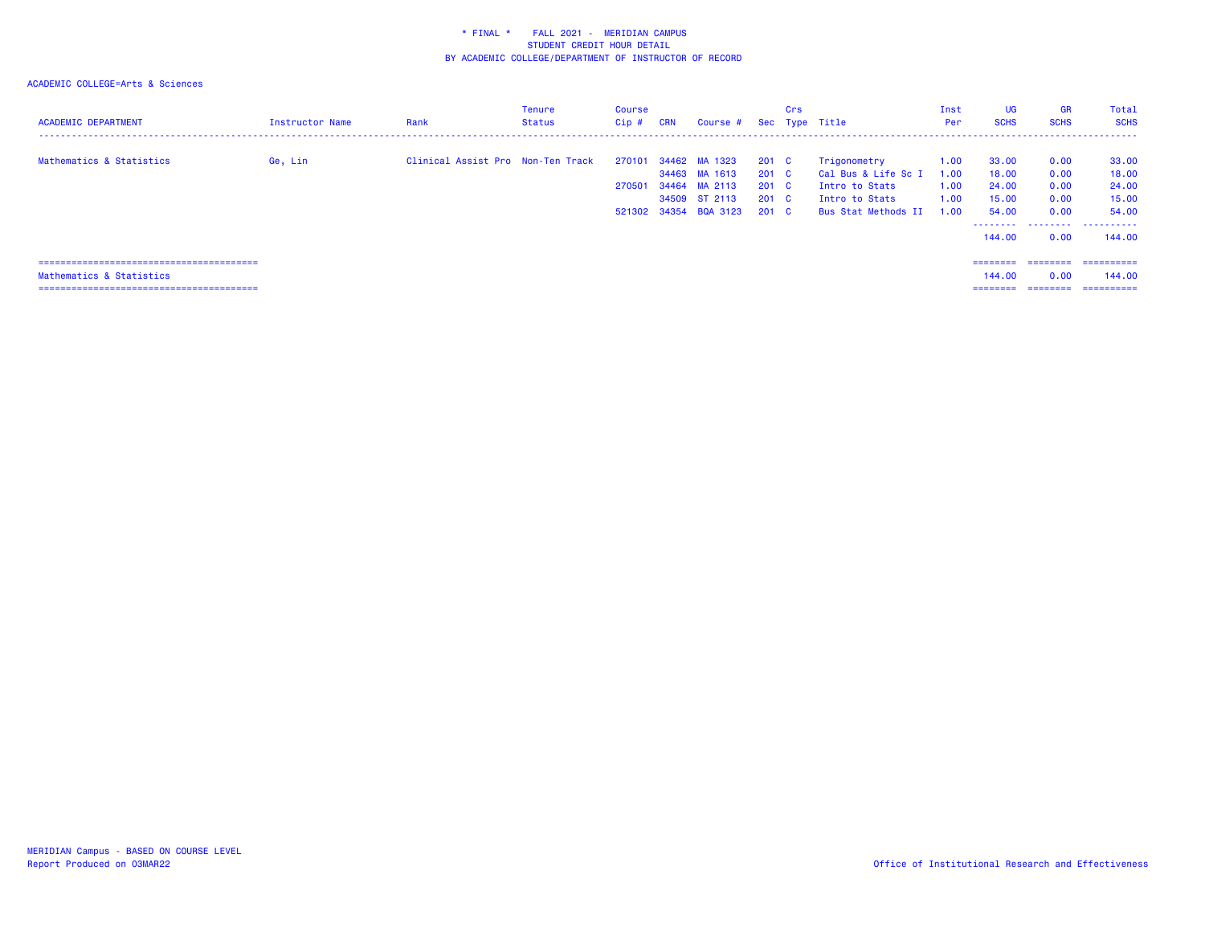\* FINAL \* FALL 2021 - MERIDIAN CAMPUS
STUDENT CREDIT HOUR DETAIL
BY ACADEMIC COLLEGE/DEPARTMENT OF INSTRUCTOR OF RECORD

ACADEMIC COLLEGE=Arts & Sciences

| ACADEMIC DEPARTMENT | Instructor Name | Rank | Tenure Status | Course Cip # | CRN | Course # | Sec | Crs Type | Title | Inst Per | UG SCHS | GR SCHS | Total SCHS |
|---|---|---|---|---|---|---|---|---|---|---|---|---|---|
| Mathematics & Statistics | Ge, Lin | Clinical Assist Pro | Non-Ten Track | 270101 | 34462 | MA 1323 | 201 | C | Trigonometry | 1.00 | 33.00 | 0.00 | 33.00 |
| | | | | | 34463 | MA 1613 | 201 | C | Cal Bus & Life Sc I | 1.00 | 18.00 | 0.00 | 18.00 |
| | | | | 270501 | 34464 | MA 2113 | 201 | C | Intro to Stats | 1.00 | 24.00 | 0.00 | 24.00 |
| | | | | | 34509 | ST 2113 | 201 | C | Intro to Stats | 1.00 | 15.00 | 0.00 | 15.00 |
| | | | | 521302 | 34354 | BQA 3123 | 201 | C | Bus Stat Methods II | 1.00 | 54.00 | 0.00 | 54.00 |
| | | | | | | | | | | | 144.00 | 0.00 | 144.00 |
| Mathematics & Statistics | | | | | | | | | | | 144.00 | 0.00 | 144.00 |

MERIDIAN Campus - BASED ON COURSE LEVEL
Report Produced on 03MAR22

Office of Institutional Research and Effectiveness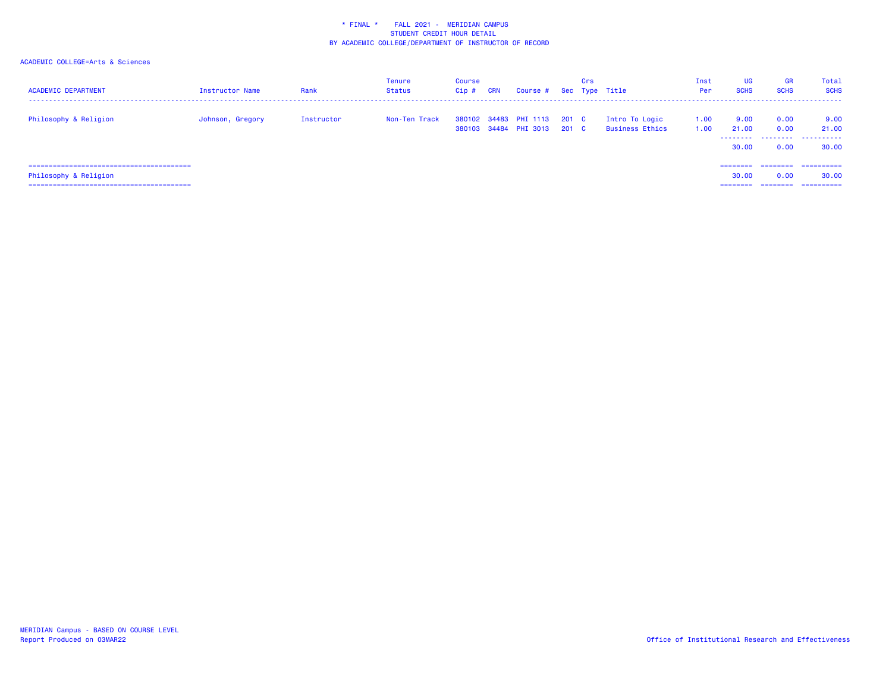* FINAL * FALL 2021 - MERIDIAN CAMPUS
STUDENT CREDIT HOUR DETAIL
BY ACADEMIC COLLEGE/DEPARTMENT OF INSTRUCTOR OF RECORD

ACADEMIC COLLEGE=Arts & Sciences

| ACADEMIC DEPARTMENT | Instructor Name | Rank | Tenure Status | Course Cip # | CRN | Course # | Sec | Crs Type | Title | Inst Per | UG SCHS | GR SCHS | Total SCHS |
|---|---|---|---|---|---|---|---|---|---|---|---|---|---|
| Philosophy & Religion | Johnson, Gregory | Instructor | Non-Ten Track | 380102 | 34483 | PHI 1113 | 201 | C | Intro To Logic | 1.00 | 9.00 | 0.00 | 9.00 |
| | | | | 380103 | 34484 | PHI 3013 | 201 | C | Business Ethics | 1.00 | 21.00 | 0.00 | 21.00 |
| | | | | | | | | | | | 30.00 | 0.00 | 30.00 |
| Philosophy & Religion | | | | | | | | | | | 30.00 | 0.00 | 30.00 |

MERIDIAN Campus - BASED ON COURSE LEVEL
Report Produced on 03MAR22

Office of Institutional Research and Effectiveness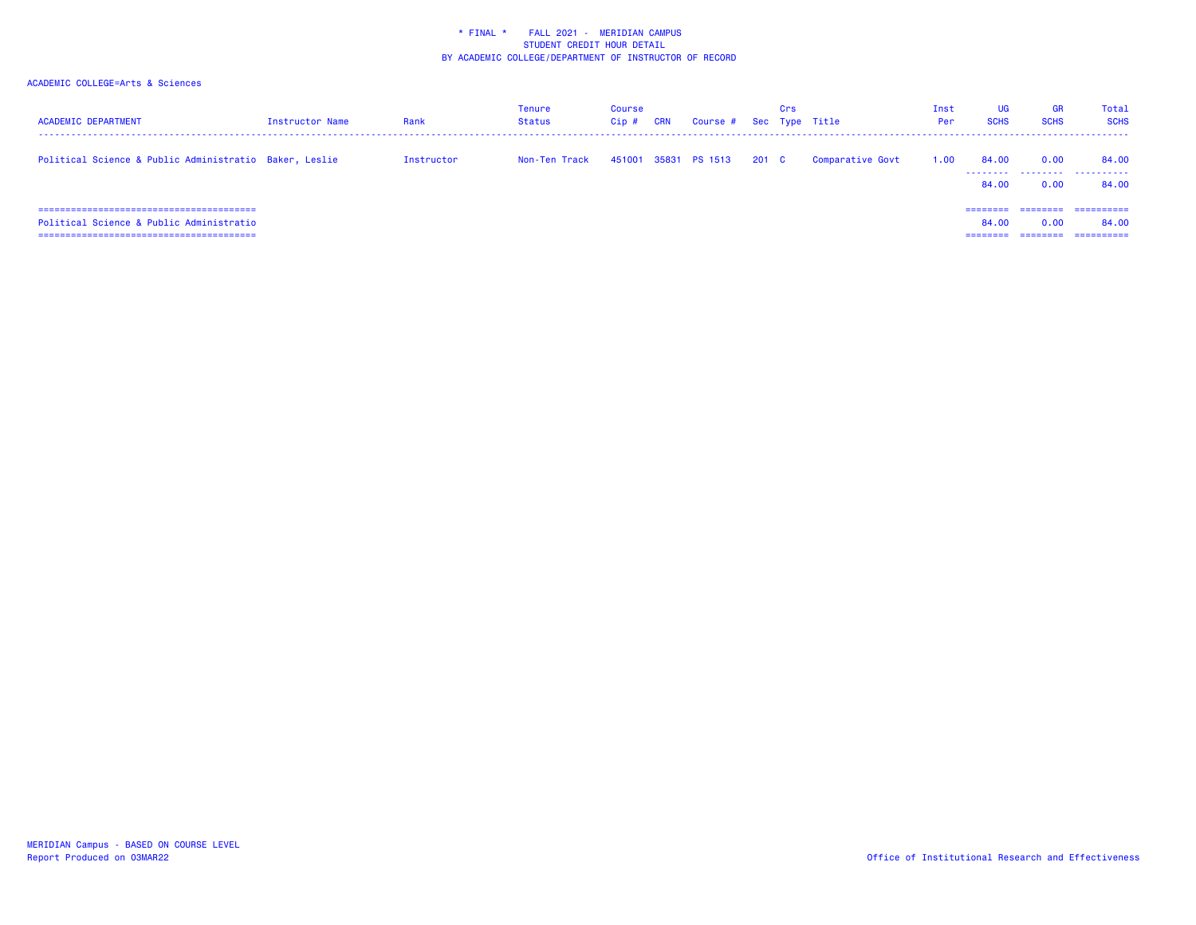# * FINAL * FALL 2021 - MERIDIAN CAMPUS
## STUDENT CREDIT HOUR DETAIL
## BY ACADEMIC COLLEGE/DEPARTMENT OF INSTRUCTOR OF RECORD

ACADEMIC COLLEGE=Arts & Sciences

| ACADEMIC DEPARTMENT | Instructor Name | Rank | Tenure Status | Course Cip # | CRN | Course # | Sec | Crs Type | Title | Inst Per | UG SCHS | GR SCHS | Total SCHS |
|---|---|---|---|---|---|---|---|---|---|---|---|---|---|
| Political Science & Public Administratio | Baker, Leslie | Instructor | Non-Ten Track | 451001 | 35831 | PS 1513 | 201 | C | Comparative Govt | 1.00 | 84.00 | 0.00 | 84.00 |
| | | | | | | | | | | | 84.00 | 0.00 | 84.00 |
| Political Science & Public Administratio | | | | | | | | | | | 84.00 | 0.00 | 84.00 |

MERIDIAN Campus - BASED ON COURSE LEVEL
Report Produced on 03MAR22

Office of Institutional Research and Effectiveness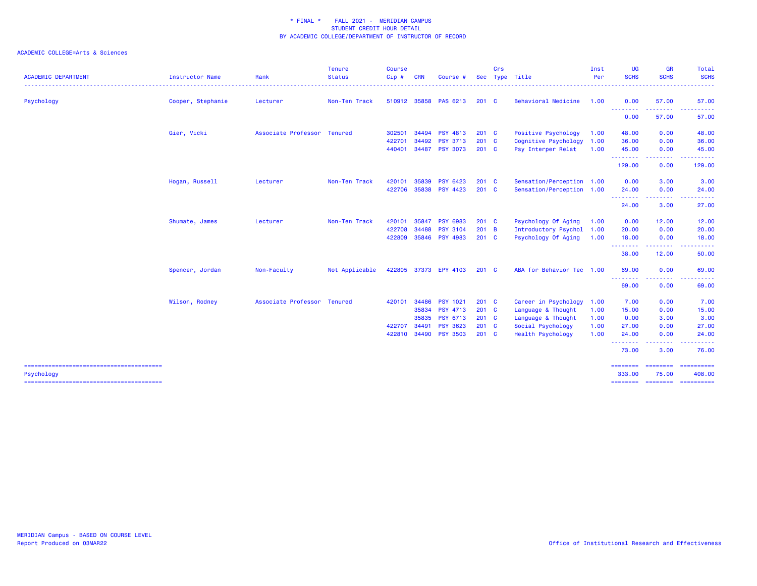\* FINAL \*    FALL 2021 -  MERIDIAN CAMPUS
STUDENT CREDIT HOUR DETAIL
BY ACADEMIC COLLEGE/DEPARTMENT OF INSTRUCTOR OF RECORD

ACADEMIC COLLEGE=Arts & Sciences

| ACADEMIC DEPARTMENT | Instructor Name | Rank | Tenure Status | Course Cip # | CRN | Course # | Sec | Crs Type | Title | Inst Per | UG SCHS | GR SCHS | Total SCHS |
|---|---|---|---|---|---|---|---|---|---|---|---|---|---|
| Psychology | Cooper, Stephanie | Lecturer | Non-Ten Track | 510912 | 35858 | PAS 6213 | 201 | C | Behavioral Medicine | 1.00 | 0.00 | 57.00 | 57.00 |
| | | | | | | | | | | | 0.00 | 57.00 | 57.00 |
| | Gier, Vicki | Associate Professor | Tenured | 302501 | 34494 | PSY 4813 | 201 | C | Positive Psychology | 1.00 | 48.00 | 0.00 | 48.00 |
| | | | | 422701 | 34492 | PSY 3713 | 201 | C | Cognitive Psychology | 1.00 | 36.00 | 0.00 | 36.00 |
| | | | | 440401 | 34487 | PSY 3073 | 201 | C | Psy Interper Relat | 1.00 | 45.00 | 0.00 | 45.00 |
| | | | | | | | | | | | 129.00 | 0.00 | 129.00 |
| | Hogan, Russell | Lecturer | Non-Ten Track | 420101 | 35839 | PSY 6423 | 201 | C | Sensation/Perception | 1.00 | 0.00 | 3.00 | 3.00 |
| | | | | 422706 | 35838 | PSY 4423 | 201 | C | Sensation/Perception | 1.00 | 24.00 | 0.00 | 24.00 |
| | | | | | | | | | | | 24.00 | 3.00 | 27.00 |
| | Shumate, James | Lecturer | Non-Ten Track | 420101 | 35847 | PSY 6983 | 201 | C | Psychology Of Aging | 1.00 | 0.00 | 12.00 | 12.00 |
| | | | | 422708 | 34488 | PSY 3104 | 201 | B | Introductory Psychol | 1.00 | 20.00 | 0.00 | 20.00 |
| | | | | 422809 | 35846 | PSY 4983 | 201 | C | Psychology Of Aging | 1.00 | 18.00 | 0.00 | 18.00 |
| | | | | | | | | | | | 38.00 | 12.00 | 50.00 |
| | Spencer, Jordan | Non-Faculty | Not Applicable | 422805 | 37373 | EPY 4103 | 201 | C | ABA for Behavior Tec | 1.00 | 69.00 | 0.00 | 69.00 |
| | | | | | | | | | | | 69.00 | 0.00 | 69.00 |
| | Wilson, Rodney | Associate Professor | Tenured | 420101 | 34486 | PSY 1021 | 201 | C | Career in Psychology | 1.00 | 7.00 | 0.00 | 7.00 |
| | | | | | 35834 | PSY 4713 | 201 | C | Language & Thought | 1.00 | 15.00 | 0.00 | 15.00 |
| | | | | | 35835 | PSY 6713 | 201 | C | Language & Thought | 1.00 | 0.00 | 3.00 | 3.00 |
| | | | | 422707 | 34491 | PSY 3623 | 201 | C | Social Psychology | 1.00 | 27.00 | 0.00 | 27.00 |
| | | | | 422810 | 34490 | PSY 3503 | 201 | C | Health Psychology | 1.00 | 24.00 | 0.00 | 24.00 |
| | | | | | | | | | | | 73.00 | 3.00 | 76.00 |
| Psychology | | | | | | | | | | | 333.00 | 75.00 | 408.00 |

MERIDIAN Campus - BASED ON COURSE LEVEL
Report Produced on 03MAR22

Office of Institutional Research and Effectiveness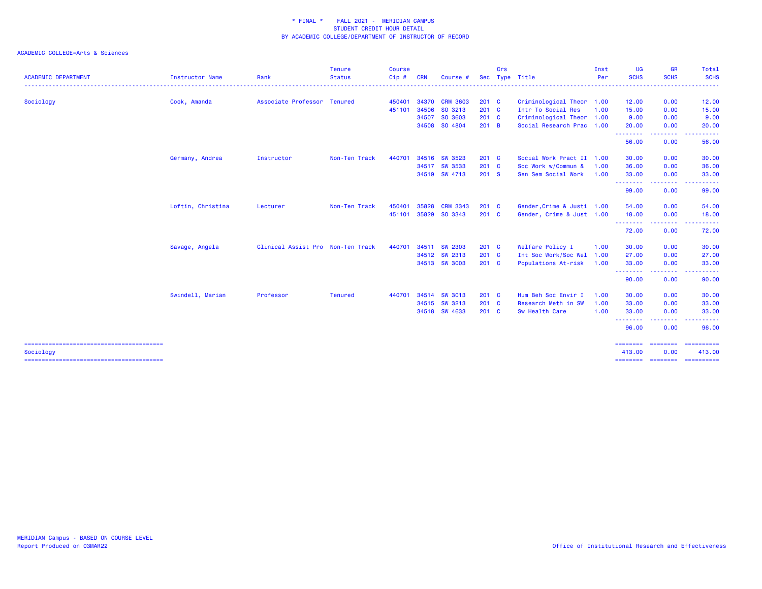\* FINAL \* FALL 2021 - MERIDIAN CAMPUS
STUDENT CREDIT HOUR DETAIL
BY ACADEMIC COLLEGE/DEPARTMENT OF INSTRUCTOR OF RECORD

ACADEMIC COLLEGE=Arts & Sciences

| ACADEMIC DEPARTMENT | Instructor Name | Rank | Tenure Status | Course Cip # | CRN | Course # | Sec | Crs Type | Title | Inst Per | UG SCHS | GR SCHS | Total SCHS |
|---|---|---|---|---|---|---|---|---|---|---|---|---|---|
| Sociology | Cook, Amanda | Associate Professor | Tenured | 450401 | 34370 | CRM 3603 | 201 | C | Criminological Theor | 1.00 | 12.00 | 0.00 | 12.00 |
| | | | | 451101 | 34506 | SO 3213 | 201 | C | Intr To Social Res | 1.00 | 15.00 | 0.00 | 15.00 |
| | | | | | 34507 | SO 3603 | 201 | C | Criminological Theor | 1.00 | 9.00 | 0.00 | 9.00 |
| | | | | | 34508 | SO 4804 | 201 | B | Social Research Prac | 1.00 | 20.00 | 0.00 | 20.00 |
| | | | | | | | | | | | 56.00 | 0.00 | 56.00 |
| | Germany, Andrea | Instructor | Non-Ten Track | 440701 | 34516 | SW 3523 | 201 | C | Social Work Pract II | 1.00 | 30.00 | 0.00 | 30.00 |
| | | | | | 34517 | SW 3533 | 201 | C | Soc Work w/Commun & | 1.00 | 36.00 | 0.00 | 36.00 |
| | | | | | 34519 | SW 4713 | 201 | S | Sen Sem Social Work | 1.00 | 33.00 | 0.00 | 33.00 |
| | | | | | | | | | | | 99.00 | 0.00 | 99.00 |
| | Loftin, Christina | Lecturer | Non-Ten Track | 450401 | 35828 | CRM 3343 | 201 | C | Gender,Crime & Justi | 1.00 | 54.00 | 0.00 | 54.00 |
| | | | | 451101 | 35829 | SO 3343 | 201 | C | Gender, Crime & Just | 1.00 | 18.00 | 0.00 | 18.00 |
| | | | | | | | | | | | 72.00 | 0.00 | 72.00 |
| | Savage, Angela | Clinical Assist Pro | Non-Ten Track | 440701 | 34511 | SW 2303 | 201 | C | Welfare Policy I | 1.00 | 30.00 | 0.00 | 30.00 |
| | | | | | 34512 | SW 2313 | 201 | C | Int Soc Work/Soc Wel | 1.00 | 27.00 | 0.00 | 27.00 |
| | | | | | 34513 | SW 3003 | 201 | C | Populations At-risk | 1.00 | 33.00 | 0.00 | 33.00 |
| | | | | | | | | | | | 90.00 | 0.00 | 90.00 |
| | Swindell, Marian | Professor | Tenured | 440701 | 34514 | SW 3013 | 201 | C | Hum Beh Soc Envir I | 1.00 | 30.00 | 0.00 | 30.00 |
| | | | | | 34515 | SW 3213 | 201 | C | Research Meth in SW | 1.00 | 33.00 | 0.00 | 33.00 |
| | | | | | 34518 | SW 4633 | 201 | C | Sw Health Care | 1.00 | 33.00 | 0.00 | 33.00 |
| | | | | | | | | | | | 96.00 | 0.00 | 96.00 |
| Sociology | | | | | | | | | | | 413.00 | 0.00 | 413.00 |

MERIDIAN Campus - BASED ON COURSE LEVEL
Report Produced on 03MAR22

Office of Institutional Research and Effectiveness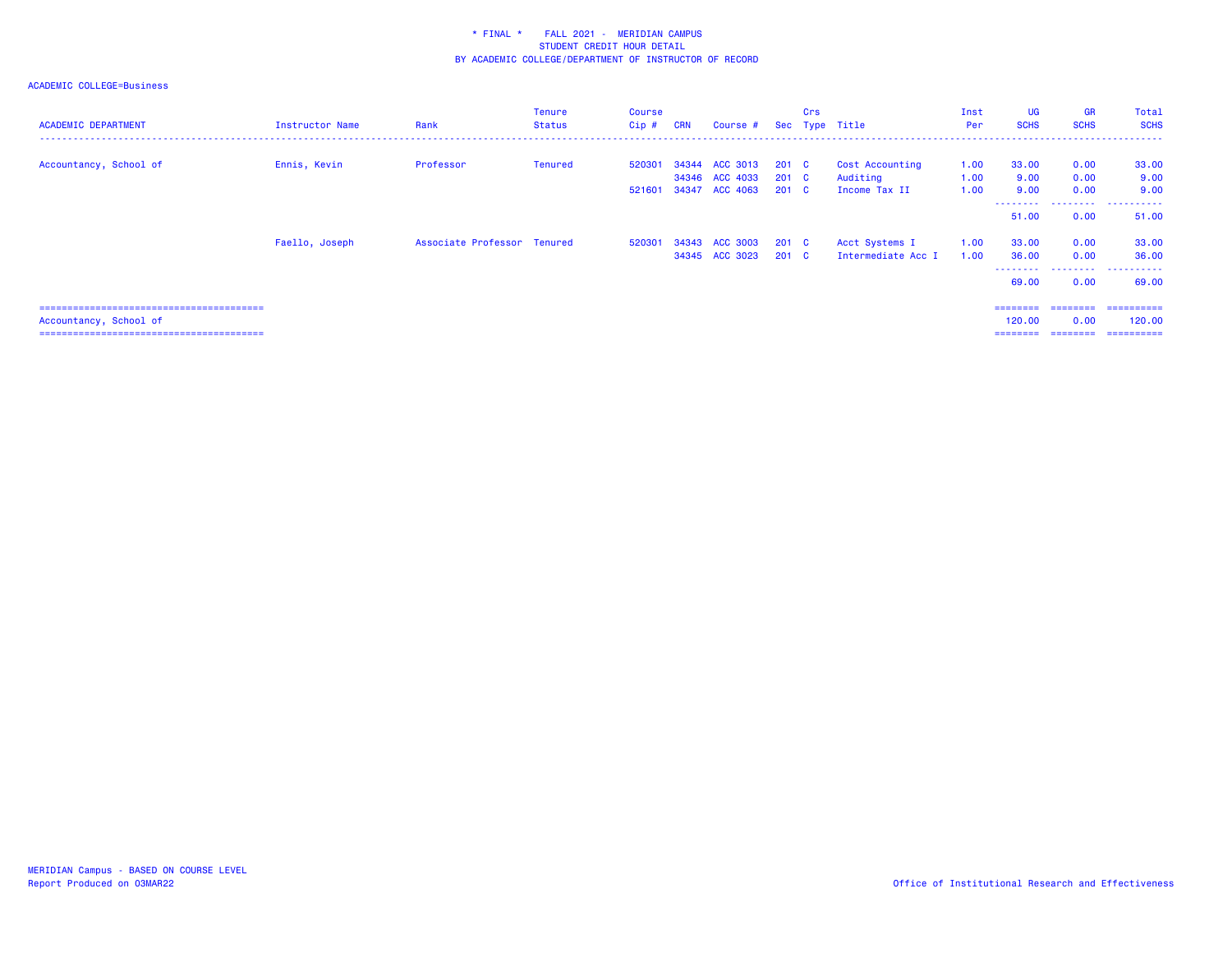\* FINAL \*    FALL 2021 -  MERIDIAN CAMPUS
STUDENT CREDIT HOUR DETAIL
BY ACADEMIC COLLEGE/DEPARTMENT OF INSTRUCTOR OF RECORD

ACADEMIC COLLEGE=Business

| ACADEMIC DEPARTMENT | Instructor Name | Rank | Tenure Status | Course Cip # | CRN | Course # | Sec | Crs Type | Title | Inst Per | UG SCHS | GR SCHS | Total SCHS |
|---|---|---|---|---|---|---|---|---|---|---|---|---|---|
| Accountancy, School of | Ennis, Kevin | Professor | Tenured | 520301 | 34344 | ACC 3013 | 201 | C | Cost Accounting | 1.00 | 33.00 | 0.00 | 33.00 |
| | | | | | 34346 | ACC 4033 | 201 | C | Auditing | 1.00 | 9.00 | 0.00 | 9.00 |
| | | | | 521601 | 34347 | ACC 4063 | 201 | C | Income Tax II | 1.00 | 9.00 | 0.00 | 9.00 |
| | | | | | | | | | | | 51.00 | 0.00 | 51.00 |
| | Faello, Joseph | Associate Professor | Tenured | 520301 | 34343 | ACC 3003 | 201 | C | Acct Systems I | 1.00 | 33.00 | 0.00 | 33.00 |
| | | | | | 34345 | ACC 3023 | 201 | C | Intermediate Acc I | 1.00 | 36.00 | 0.00 | 36.00 |
| | | | | | | | | | | | 69.00 | 0.00 | 69.00 |
| Accountancy, School of | | | | | | | | | | | 120.00 | 0.00 | 120.00 |

MERIDIAN Campus - BASED ON COURSE LEVEL
Report Produced on 03MAR22

Office of Institutional Research and Effectiveness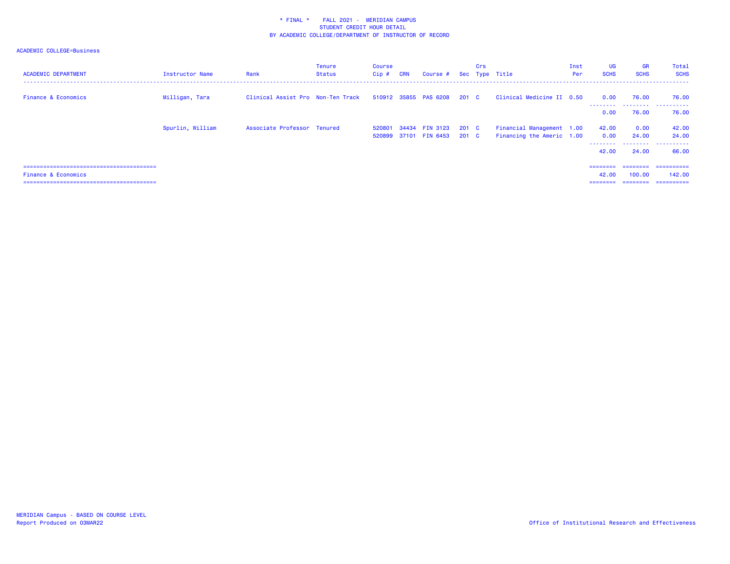\* FINAL \* FALL 2021 - MERIDIAN CAMPUS
STUDENT CREDIT HOUR DETAIL
BY ACADEMIC COLLEGE/DEPARTMENT OF INSTRUCTOR OF RECORD

ACADEMIC COLLEGE=Business

| ACADEMIC DEPARTMENT | Instructor Name | Rank | Tenure Status | Course Cip # | CRN | Course # | Sec | Crs Type | Title | Inst Per | UG SCHS | GR SCHS | Total SCHS |
|---|---|---|---|---|---|---|---|---|---|---|---|---|---|
| Finance & Economics | Milligan, Tara | Clinical Assist Pro | Non-Ten Track | 510912 | 35855 | PAS 6208 | 201 | C | Clinical Medicine II | 0.50 | 0.00 | 76.00 | 76.00 |
| | | | | | | | | | | | 0.00 | 76.00 | 76.00 |
| | Spurlin, William | Associate Professor | Tenured | 520801 | 34434 | FIN 3123 | 201 | C | Financial Management | 1.00 | 42.00 | 0.00 | 42.00 |
| | | | | 520899 | 37101 | FIN 6453 | 201 | C | Financing the Americ | 1.00 | 0.00 | 24.00 | 24.00 |
| | | | | | | | | | | | 42.00 | 24.00 | 66.00 |
| Finance & Economics | | | | | | | | | | | 42.00 | 100.00 | 142.00 |

MERIDIAN Campus - BASED ON COURSE LEVEL
Report Produced on 03MAR22

Office of Institutional Research and Effectiveness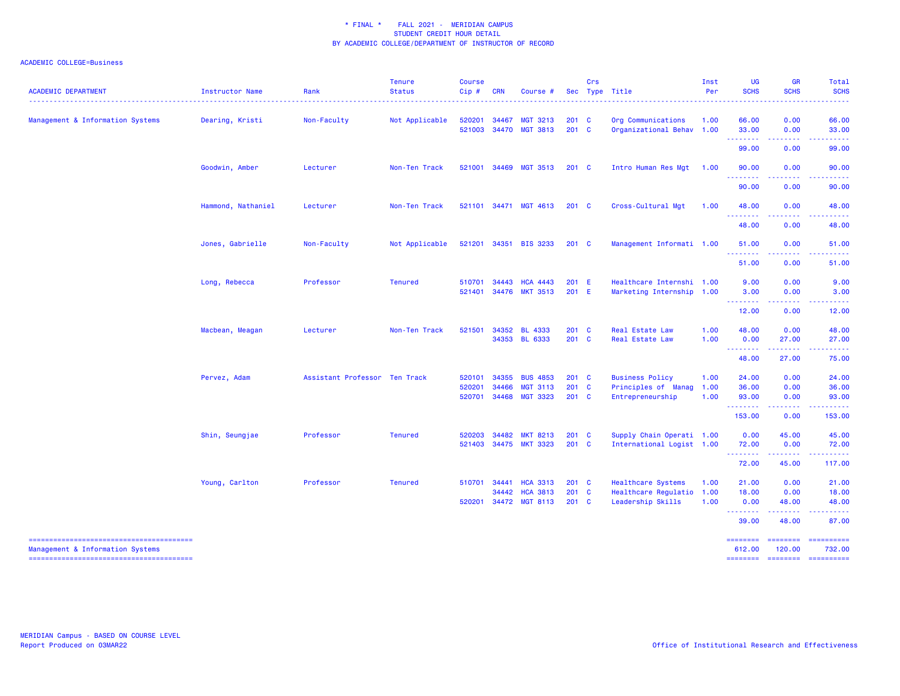\* FINAL \* FALL 2021 - MERIDIAN CAMPUS
STUDENT CREDIT HOUR DETAIL
BY ACADEMIC COLLEGE/DEPARTMENT OF INSTRUCTOR OF RECORD

ACADEMIC COLLEGE=Business

| ACADEMIC DEPARTMENT | Instructor Name | Rank | Tenure Status | Course Cip # | CRN | Course # | Sec | Crs Type | Title | Inst Per | UG SCHS | GR SCHS | Total SCHS |
|---|---|---|---|---|---|---|---|---|---|---|---|---|---|
| Management & Information Systems | Dearing, Kristi | Non-Faculty | Not Applicable | 520201 | 34467 | MGT 3213 | 201 | C | Org Communications | 1.00 | 66.00 | 0.00 | 66.00 |
| | | | | 521003 | 34470 | MGT 3813 | 201 | C | Organizational Behav | 1.00 | 33.00 | 0.00 | 33.00 |
| | | | | | | | | | | | 99.00 | 0.00 | 99.00 |
| | Goodwin, Amber | Lecturer | Non-Ten Track | 521001 | 34469 | MGT 3513 | 201 | C | Intro Human Res Mgt | 1.00 | 90.00 | 0.00 | 90.00 |
| | | | | | | | | | | | 90.00 | 0.00 | 90.00 |
| | Hammond, Nathaniel | Lecturer | Non-Ten Track | 521101 | 34471 | MGT 4613 | 201 | C | Cross-Cultural Mgt | 1.00 | 48.00 | 0.00 | 48.00 |
| | | | | | | | | | | | 48.00 | 0.00 | 48.00 |
| | Jones, Gabrielle | Non-Faculty | Not Applicable | 521201 | 34351 | BIS 3233 | 201 | C | Management Informati | 1.00 | 51.00 | 0.00 | 51.00 |
| | | | | | | | | | | | 51.00 | 0.00 | 51.00 |
| | Long, Rebecca | Professor | Tenured | 510701 | 34443 | HCA 4443 | 201 | E | Healthcare Internshi | 1.00 | 9.00 | 0.00 | 9.00 |
| | | | | 521401 | 34476 | MKT 3513 | 201 | E | Marketing Internship | 1.00 | 3.00 | 0.00 | 3.00 |
| | | | | | | | | | | | 12.00 | 0.00 | 12.00 |
| | Macbean, Meagan | Lecturer | Non-Ten Track | 521501 | 34352 | BL 4333 | 201 | C | Real Estate Law | 1.00 | 48.00 | 0.00 | 48.00 |
| | | | | | 34353 | BL 6333 | 201 | C | Real Estate Law | 1.00 | 0.00 | 27.00 | 27.00 |
| | | | | | | | | | | | 48.00 | 27.00 | 75.00 |
| | Pervez, Adam | Assistant Professor | Ten Track | 520101 | 34355 | BUS 4853 | 201 | C | Business Policy | 1.00 | 24.00 | 0.00 | 24.00 |
| | | | | 520201 | 34466 | MGT 3113 | 201 | C | Principles of Manag | 1.00 | 36.00 | 0.00 | 36.00 |
| | | | | 520701 | 34468 | MGT 3323 | 201 | C | Entrepreneurship | 1.00 | 93.00 | 0.00 | 93.00 |
| | | | | | | | | | | | 153.00 | 0.00 | 153.00 |
| | Shin, Seungjae | Professor | Tenured | 520203 | 34482 | MKT 8213 | 201 | C | Supply Chain Operati | 1.00 | 0.00 | 45.00 | 45.00 |
| | | | | 521403 | 34475 | MKT 3323 | 201 | C | International Logist | 1.00 | 72.00 | 0.00 | 72.00 |
| | | | | | | | | | | | 72.00 | 45.00 | 117.00 |
| | Young, Carlton | Professor | Tenured | 510701 | 34441 | HCA 3313 | 201 | C | Healthcare Systems | 1.00 | 21.00 | 0.00 | 21.00 |
| | | | | | 34442 | HCA 3813 | 201 | C | Healthcare Regulatio | 1.00 | 18.00 | 0.00 | 18.00 |
| | | | | 520201 | 34472 | MGT 8113 | 201 | C | Leadership Skills | 1.00 | 0.00 | 48.00 | 48.00 |
| | | | | | | | | | | | 39.00 | 48.00 | 87.00 |
| Management & Information Systems | | | | | | | | | | | 612.00 | 120.00 | 732.00 |

MERIDIAN Campus - BASED ON COURSE LEVEL
Report Produced on 03MAR22

Office of Institutional Research and Effectiveness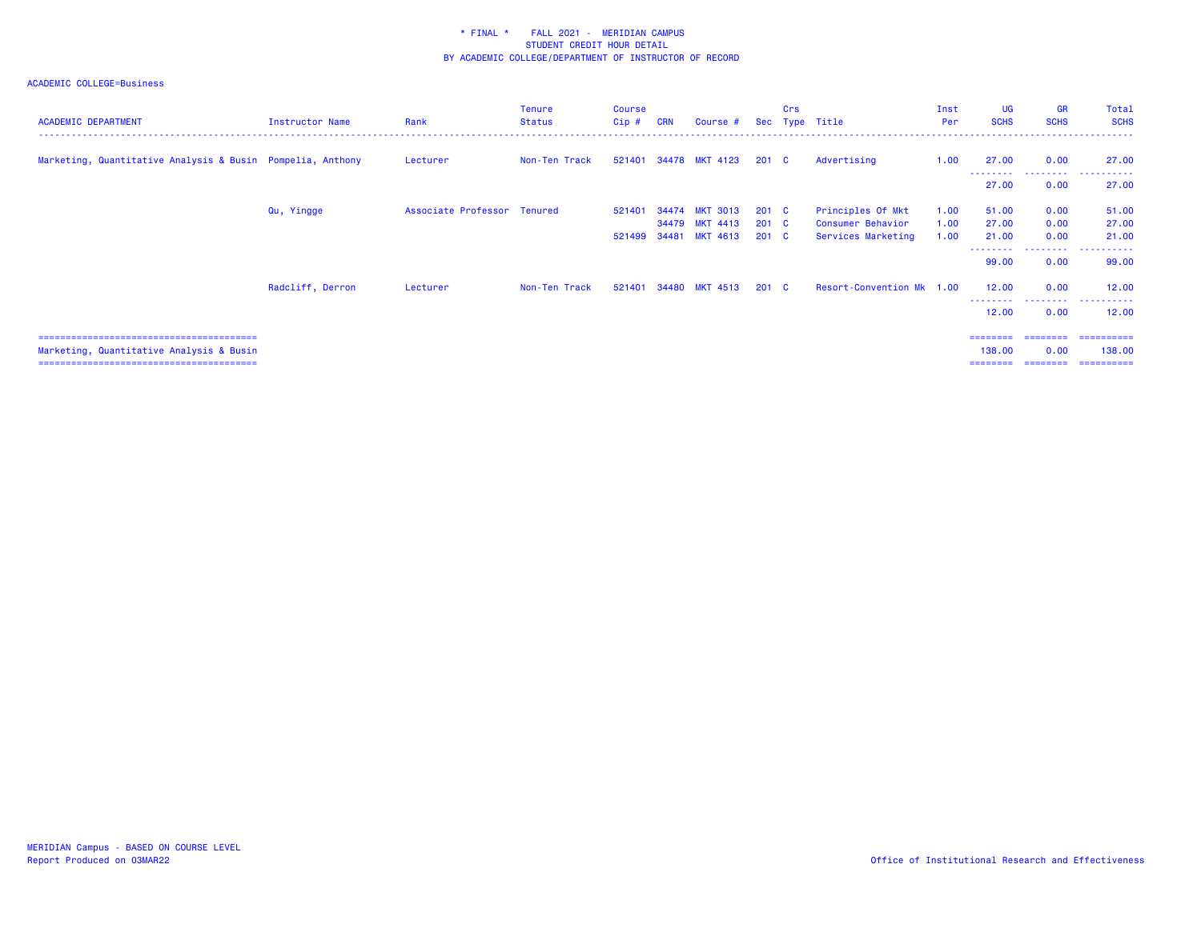\* FINAL \* FALL 2021 - MERIDIAN CAMPUS
STUDENT CREDIT HOUR DETAIL
BY ACADEMIC COLLEGE/DEPARTMENT OF INSTRUCTOR OF RECORD

ACADEMIC COLLEGE=Business

| ACADEMIC DEPARTMENT | Instructor Name | Rank | Tenure Status | Course Cip # | CRN | Course # | Sec | Crs Type | Title | Inst Per | UG SCHS | GR SCHS | Total SCHS |
|---|---|---|---|---|---|---|---|---|---|---|---|---|---|
| Marketing, Quantitative Analysis & Busin | Pompelia, Anthony | Lecturer | Non-Ten Track | 521401 | 34478 | MKT 4123 | 201 | C | Advertising | 1.00 | 27.00 | 0.00 | 27.00 |
| | | | | | | | | | | | 27.00 | 0.00 | 27.00 |
| | Qu, Yingge | Associate Professor | Tenured | 521401 | 34474 | MKT 3013 | 201 | C | Principles Of Mkt | 1.00 | 51.00 | 0.00 | 51.00 |
| | | | | | 34479 | MKT 4413 | 201 | C | Consumer Behavior | 1.00 | 27.00 | 0.00 | 27.00 |
| | | | | 521499 | 34481 | MKT 4613 | 201 | C | Services Marketing | 1.00 | 21.00 | 0.00 | 21.00 |
| | | | | | | | | | | | 99.00 | 0.00 | 99.00 |
| | Radcliff, Derron | Lecturer | Non-Ten Track | 521401 | 34480 | MKT 4513 | 201 | C | Resort-Convention Mk | 1.00 | 12.00 | 0.00 | 12.00 |
| | | | | | | | | | | | 12.00 | 0.00 | 12.00 |
| Marketing, Quantitative Analysis & Busin | | | | | | | | | | | 138.00 | 0.00 | 138.00 |

MERIDIAN Campus - BASED ON COURSE LEVEL
Report Produced on 03MAR22

Office of Institutional Research and Effectiveness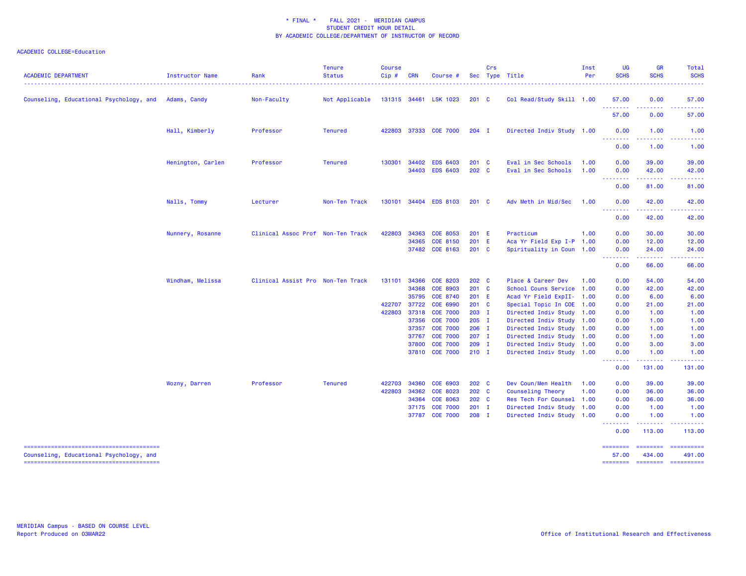\* FINAL \* FALL 2021 - MERIDIAN CAMPUS
STUDENT CREDIT HOUR DETAIL
BY ACADEMIC COLLEGE/DEPARTMENT OF INSTRUCTOR OF RECORD

ACADEMIC COLLEGE=Education

| ACADEMIC DEPARTMENT | Instructor Name | Rank | Tenure Status | Course Cip # | CRN | Course # | Sec | Crs Type | Title | Inst Per | UG SCHS | GR SCHS | Total SCHS |
|---|---|---|---|---|---|---|---|---|---|---|---|---|---|
| Counseling, Educational Psychology, and | Adams, Candy | Non-Faculty | Not Applicable | 131315 | 34461 | LSK 1023 | 201 | C | Col Read/Study Skill | 1.00 | 57.00 | 0.00 | 57.00 |
| | | | | | | | | | | | 57.00 | 0.00 | 57.00 |
| | Hall, Kimberly | Professor | Tenured | 422803 | 37333 | COE 7000 | 204 | I | Directed Indiv Study | 1.00 | 0.00 | 1.00 | 1.00 |
| | | | | | | | | | | | 0.00 | 1.00 | 1.00 |
| | Henington, Carlen | Professor | Tenured | 130301 | 34402 | EDS 6403 | 201 | C | Eval in Sec Schools | 1.00 | 0.00 | 39.00 | 39.00 |
| | | | | | 34403 | EDS 6403 | 202 | C | Eval in Sec Schools | 1.00 | 0.00 | 42.00 | 42.00 |
| | | | | | | | | | | | 0.00 | 81.00 | 81.00 |
| | Nalls, Tommy | Lecturer | Non-Ten Track | 130101 | 34404 | EDS 8103 | 201 | C | Adv Meth in Mid/Sec | 1.00 | 0.00 | 42.00 | 42.00 |
| | | | | | | | | | | | 0.00 | 42.00 | 42.00 |
| | Nunnery, Rosanne | Clinical Assoc Prof | Non-Ten Track | 422803 | 34363 | COE 8053 | 201 | E | Practicum | 1.00 | 0.00 | 30.00 | 30.00 |
| | | | | | 34365 | COE 8150 | 201 | E | Aca Yr Field Exp I-P | 1.00 | 0.00 | 12.00 | 12.00 |
| | | | | | 37482 | COE 8163 | 201 | C | Spirituality in Coun | 1.00 | 0.00 | 24.00 | 24.00 |
| | | | | | | | | | | | 0.00 | 66.00 | 66.00 |
| | Windham, Melissa | Clinical Assist Pro | Non-Ten Track | 131101 | 34366 | COE 8203 | 202 | C | Place & Career Dev | 1.00 | 0.00 | 54.00 | 54.00 |
| | | | | | 34368 | COE 8903 | 201 | C | School Couns Service | 1.00 | 0.00 | 42.00 | 42.00 |
| | | | | | 35795 | COE 8740 | 201 | E | Acad Yr Field ExpII- | 1.00 | 0.00 | 6.00 | 6.00 |
| | | | | 422707 | 37722 | COE 6990 | 201 | C | Special Topic In COE | 1.00 | 0.00 | 21.00 | 21.00 |
| | | | | 422803 | 37318 | COE 7000 | 203 | I | Directed Indiv Study | 1.00 | 0.00 | 1.00 | 1.00 |
| | | | | | 37356 | COE 7000 | 205 | I | Directed Indiv Study | 1.00 | 0.00 | 1.00 | 1.00 |
| | | | | | 37357 | COE 7000 | 206 | I | Directed Indiv Study | 1.00 | 0.00 | 1.00 | 1.00 |
| | | | | | 37767 | COE 7000 | 207 | I | Directed Indiv Study | 1.00 | 0.00 | 1.00 | 1.00 |
| | | | | | 37800 | COE 7000 | 209 | I | Directed Indiv Study | 1.00 | 0.00 | 3.00 | 3.00 |
| | | | | | 37810 | COE 7000 | 210 | I | Directed Indiv Study | 1.00 | 0.00 | 1.00 | 1.00 |
| | | | | | | | | | | | 0.00 | 131.00 | 131.00 |
| | Wozny, Darren | Professor | Tenured | 422703 | 34360 | COE 6903 | 202 | C | Dev Coun/Men Health | 1.00 | 0.00 | 39.00 | 39.00 |
| | | | | 422803 | 34362 | COE 8023 | 202 | C | Counseling Theory | 1.00 | 0.00 | 36.00 | 36.00 |
| | | | | | 34364 | COE 8063 | 202 | C | Res Tech For Counsel | 1.00 | 0.00 | 36.00 | 36.00 |
| | | | | | 37175 | COE 7000 | 201 | I | Directed Indiv Study | 1.00 | 0.00 | 1.00 | 1.00 |
| | | | | | 37787 | COE 7000 | 208 | I | Directed Indiv Study | 1.00 | 0.00 | 1.00 | 1.00 |
| | | | | | | | | | | | 0.00 | 113.00 | 113.00 |
| Counseling, Educational Psychology, and | | | | | | | | | | | 57.00 | 434.00 | 491.00 |

MERIDIAN Campus - BASED ON COURSE LEVEL
Report Produced on 03MAR22

Office of Institutional Research and Effectiveness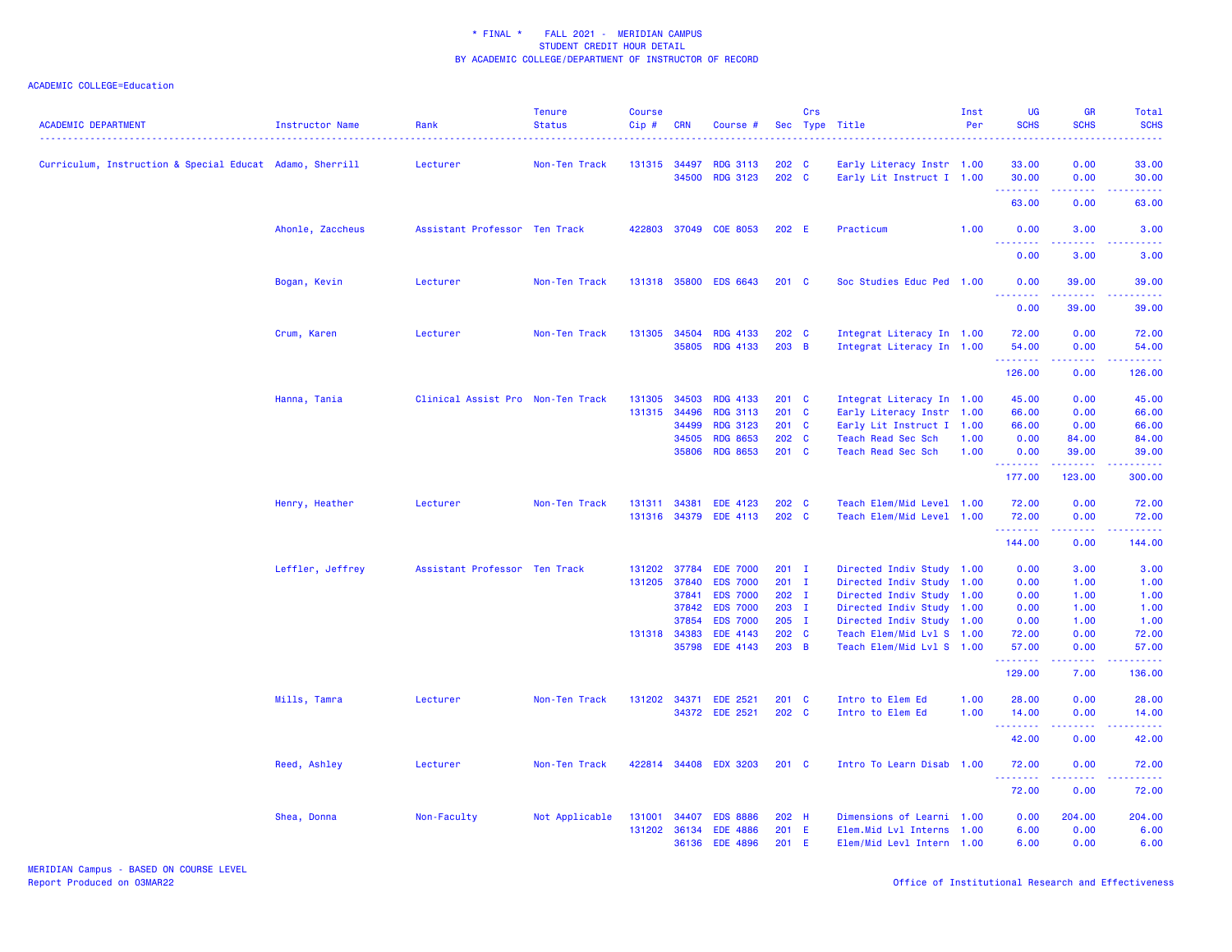\* FINAL \*    FALL 2021 -  MERIDIAN CAMPUS
STUDENT CREDIT HOUR DETAIL
BY ACADEMIC COLLEGE/DEPARTMENT OF INSTRUCTOR OF RECORD

ACADEMIC COLLEGE=Education

| ACADEMIC DEPARTMENT | Instructor Name | Rank | Tenure Status | Course Cip # | CRN | Course # | Sec | Crs Type | Title | Inst Per | UG SCHS | GR SCHS | Total SCHS |
|---|---|---|---|---|---|---|---|---|---|---|---|---|---|
| Curriculum, Instruction & Special Educat | Adamo, Sherrill | Lecturer | Non-Ten Track | 131315 | 34497 | RDG 3113 | 202 | C | Early Literacy Instr | 1.00 | 33.00 | 0.00 | 33.00 |
| | | | | | 34500 | RDG 3123 | 202 | C | Early Lit Instruct I | 1.00 | 30.00 | 0.00 | 30.00 |
| | | | | | | | | | | | 63.00 | 0.00 | 63.00 |
| | Ahonle, Zaccheus | Assistant Professor | Ten Track | 422803 | 37049 | COE 8053 | 202 | E | Practicum | 1.00 | 0.00 | 3.00 | 3.00 |
| | | | | | | | | | | | 0.00 | 3.00 | 3.00 |
| | Bogan, Kevin | Lecturer | Non-Ten Track | 131318 | 35800 | EDS 6643 | 201 | C | Soc Studies Educ Ped | 1.00 | 0.00 | 39.00 | 39.00 |
| | | | | | | | | | | | 0.00 | 39.00 | 39.00 |
| | Crum, Karen | Lecturer | Non-Ten Track | 131305 | 34504 | RDG 4133 | 202 | C | Integrat Literacy In | 1.00 | 72.00 | 0.00 | 72.00 |
| | | | | | 35805 | RDG 4133 | 203 | B | Integrat Literacy In | 1.00 | 54.00 | 0.00 | 54.00 |
| | | | | | | | | | | | 126.00 | 0.00 | 126.00 |
| | Hanna, Tania | Clinical Assist Pro | Non-Ten Track | 131305 | 34503 | RDG 4133 | 201 | C | Integrat Literacy In | 1.00 | 45.00 | 0.00 | 45.00 |
| | | | | 131315 | 34496 | RDG 3113 | 201 | C | Early Literacy Instr | 1.00 | 66.00 | 0.00 | 66.00 |
| | | | | | 34499 | RDG 3123 | 201 | C | Early Lit Instruct I | 1.00 | 66.00 | 0.00 | 66.00 |
| | | | | | 34505 | RDG 8653 | 202 | C | Teach Read Sec Sch | 1.00 | 0.00 | 84.00 | 84.00 |
| | | | | | 35806 | RDG 8653 | 201 | C | Teach Read Sec Sch | 1.00 | 0.00 | 39.00 | 39.00 |
| | | | | | | | | | | | 177.00 | 123.00 | 300.00 |
| | Henry, Heather | Lecturer | Non-Ten Track | 131311 | 34381 | EDE 4123 | 202 | C | Teach Elem/Mid Level | 1.00 | 72.00 | 0.00 | 72.00 |
| | | | | 131316 | 34379 | EDE 4113 | 202 | C | Teach Elem/Mid Level | 1.00 | 72.00 | 0.00 | 72.00 |
| | | | | | | | | | | | 144.00 | 0.00 | 144.00 |
| | Leffler, Jeffrey | Assistant Professor | Ten Track | 131202 | 37784 | EDE 7000 | 201 | I | Directed Indiv Study | 1.00 | 0.00 | 3.00 | 3.00 |
| | | | | 131205 | 37840 | EDS 7000 | 201 | I | Directed Indiv Study | 1.00 | 0.00 | 1.00 | 1.00 |
| | | | | | 37841 | EDS 7000 | 202 | I | Directed Indiv Study | 1.00 | 0.00 | 1.00 | 1.00 |
| | | | | | 37842 | EDS 7000 | 203 | I | Directed Indiv Study | 1.00 | 0.00 | 1.00 | 1.00 |
| | | | | | 37854 | EDS 7000 | 205 | I | Directed Indiv Study | 1.00 | 0.00 | 1.00 | 1.00 |
| | | | | 131318 | 34383 | EDE 4143 | 202 | C | Teach Elem/Mid Lvl S | 1.00 | 72.00 | 0.00 | 72.00 |
| | | | | | 35798 | EDE 4143 | 203 | B | Teach Elem/Mid Lvl S | 1.00 | 57.00 | 0.00 | 57.00 |
| | | | | | | | | | | | 129.00 | 7.00 | 136.00 |
| | Mills, Tamra | Lecturer | Non-Ten Track | 131202 | 34371 | EDE 2521 | 201 | C | Intro to Elem Ed | 1.00 | 28.00 | 0.00 | 28.00 |
| | | | | | 34372 | EDE 2521 | 202 | C | Intro to Elem Ed | 1.00 | 14.00 | 0.00 | 14.00 |
| | | | | | | | | | | | 42.00 | 0.00 | 42.00 |
| | Reed, Ashley | Lecturer | Non-Ten Track | 422814 | 34408 | EDX 3203 | 201 | C | Intro To Learn Disab | 1.00 | 72.00 | 0.00 | 72.00 |
| | | | | | | | | | | | 72.00 | 0.00 | 72.00 |
| | Shea, Donna | Non-Faculty | Not Applicable | 131001 | 34407 | EDS 8886 | 202 | H | Dimensions of Learni | 1.00 | 0.00 | 204.00 | 204.00 |
| | | | | 131202 | 36134 | EDE 4886 | 201 | E | Elem.Mid Lvl Interns | 1.00 | 6.00 | 0.00 | 6.00 |
| | | | | | 36136 | EDE 4896 | 201 | E | Elem/Mid Levl Intern | 1.00 | 6.00 | 0.00 | 6.00 |

MERIDIAN Campus - BASED ON COURSE LEVEL
Report Produced on 03MAR22

Office of Institutional Research and Effectiveness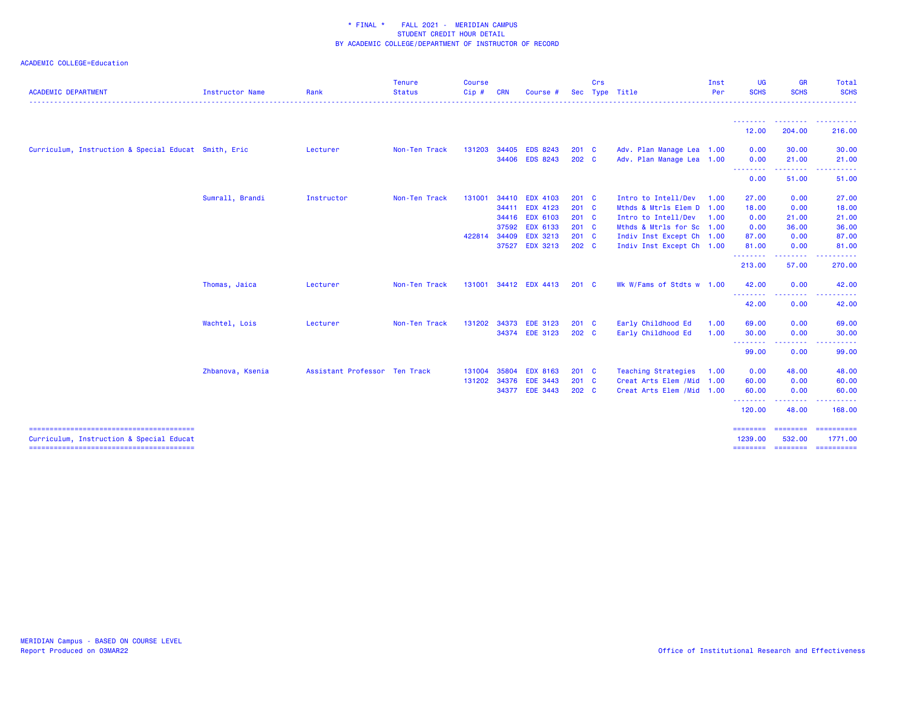\* FINAL \*    FALL 2021 -  MERIDIAN CAMPUS
STUDENT CREDIT HOUR DETAIL
BY ACADEMIC COLLEGE/DEPARTMENT OF INSTRUCTOR OF RECORD

ACADEMIC COLLEGE=Education

| ACADEMIC DEPARTMENT | Instructor Name | Rank | Tenure Status | Course Cip # | CRN | Course # | Sec | Crs Type | Title | Inst Per | UG SCHS | GR SCHS | Total SCHS |
|---|---|---|---|---|---|---|---|---|---|---|---|---|---|
| | | | | | | | | | | | 12.00 | 204.00 | 216.00 |
| Curriculum, Instruction & Special Educat | Smith, Eric | Lecturer | Non-Ten Track | 131203 | 34405 | EDS 8243 | 201 | C | Adv. Plan Manage Lea | 1.00 | 0.00 | 30.00 | 30.00 |
| | | | | | 34406 | EDS 8243 | 202 | C | Adv. Plan Manage Lea | 1.00 | 0.00 | 21.00 | 21.00 |
| | | | | | | | | | | | 0.00 | 51.00 | 51.00 |
| | Sumrall, Brandi | Instructor | Non-Ten Track | 131001 | 34410 | EDX 4103 | 201 | C | Intro to Intell/Dev | 1.00 | 27.00 | 0.00 | 27.00 |
| | | | | | 34411 | EDX 4123 | 201 | C | Mthds & Mtrls Elem D | 1.00 | 18.00 | 0.00 | 18.00 |
| | | | | | 34416 | EDX 6103 | 201 | C | Intro to Intell/Dev | 1.00 | 0.00 | 21.00 | 21.00 |
| | | | | | 37592 | EDX 6133 | 201 | C | Mthds & Mtrls for Sc | 1.00 | 0.00 | 36.00 | 36.00 |
| | | | | 422814 | 34409 | EDX 3213 | 201 | C | Indiv Inst Except Ch | 1.00 | 87.00 | 0.00 | 87.00 |
| | | | | | 37527 | EDX 3213 | 202 | C | Indiv Inst Except Ch | 1.00 | 81.00 | 0.00 | 81.00 |
| | | | | | | | | | | | 213.00 | 57.00 | 270.00 |
| | Thomas, Jaica | Lecturer | Non-Ten Track | 131001 | 34412 | EDX 4413 | 201 | C | Wk W/Fams of Stdts w | 1.00 | 42.00 | 0.00 | 42.00 |
| | | | | | | | | | | | 42.00 | 0.00 | 42.00 |
| | Wachtel, Lois | Lecturer | Non-Ten Track | 131202 | 34373 | EDE 3123 | 201 | C | Early Childhood Ed | 1.00 | 69.00 | 0.00 | 69.00 |
| | | | | | 34374 | EDE 3123 | 202 | C | Early Childhood Ed | 1.00 | 30.00 | 0.00 | 30.00 |
| | | | | | | | | | | | 99.00 | 0.00 | 99.00 |
| | Zhbanova, Ksenia | Assistant Professor | Ten Track | 131004 | 35804 | EDX 8163 | 201 | C | Teaching Strategies | 1.00 | 0.00 | 48.00 | 48.00 |
| | | | | 131202 | 34376 | EDE 3443 | 201 | C | Creat Arts Elem /Mid | 1.00 | 60.00 | 0.00 | 60.00 |
| | | | | | 34377 | EDE 3443 | 202 | C | Creat Arts Elem /Mid | 1.00 | 60.00 | 0.00 | 60.00 |
| | | | | | | | | | | | 120.00 | 48.00 | 168.00 |
| Curriculum, Instruction & Special Educat | | | | | | | | | | | 1239.00 | 532.00 | 1771.00 |

MERIDIAN Campus - BASED ON COURSE LEVEL
Report Produced on 03MAR22

Office of Institutional Research and Effectiveness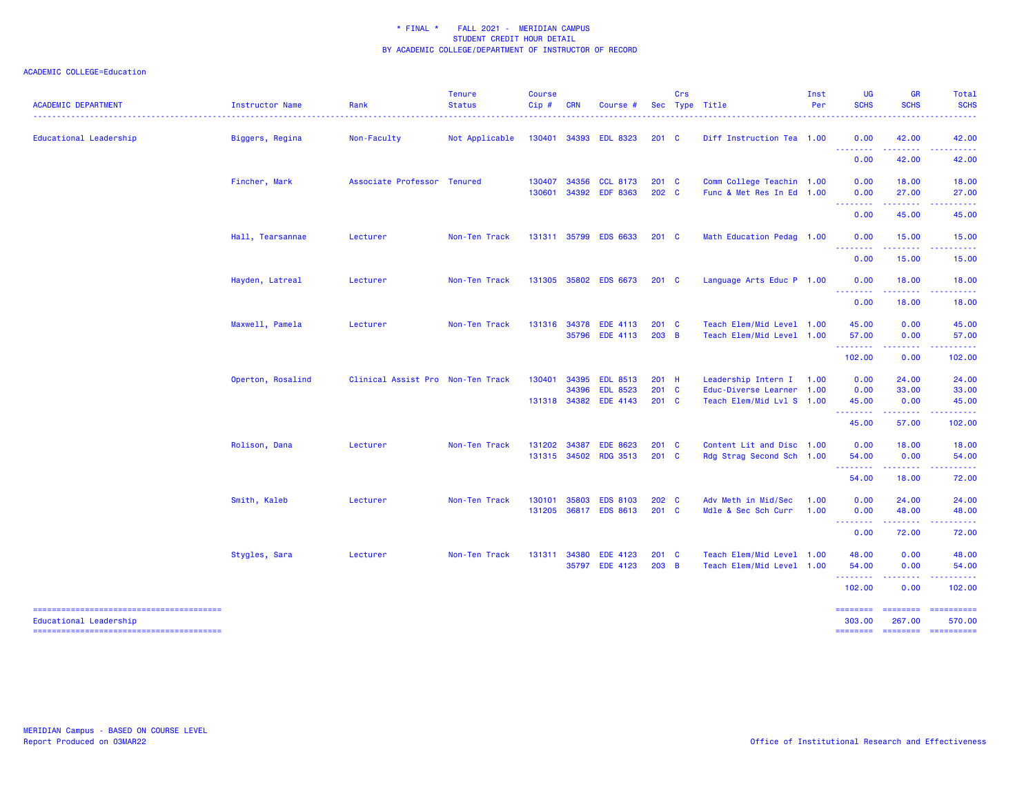\* FINAL \* FALL 2021 - MERIDIAN CAMPUS
STUDENT CREDIT HOUR DETAIL
BY ACADEMIC COLLEGE/DEPARTMENT OF INSTRUCTOR OF RECORD

ACADEMIC COLLEGE=Education

| ACADEMIC DEPARTMENT | Instructor Name | Rank | Tenure Status | Course Cip # | CRN | Course # | Sec | Crs Type | Title | Inst Per | UG SCHS | GR SCHS | Total SCHS |
|---|---|---|---|---|---|---|---|---|---|---|---|---|---|
| Educational Leadership | Biggers, Regina | Non-Faculty | Not Applicable | 130401 | 34393 | EDL 8323 | 201 | C | Diff Instruction Tea | 1.00 | 0.00 | 42.00 | 42.00 |
| | | | | | | | | | | | 0.00 | 42.00 | 42.00 |
| | Fincher, Mark | Associate Professor | Tenured | 130407 | 34356 | CCL 8173 | 201 | C | Comm College Teachin | 1.00 | 0.00 | 18.00 | 18.00 |
| | | | | 130601 | 34392 | EDF 8363 | 202 | C | Func & Met Res In Ed | 1.00 | 0.00 | 27.00 | 27.00 |
| | | | | | | | | | | | 0.00 | 45.00 | 45.00 |
| | Hall, Tearsannae | Lecturer | Non-Ten Track | 131311 | 35799 | EDS 6633 | 201 | C | Math Education Pedag | 1.00 | 0.00 | 15.00 | 15.00 |
| | | | | | | | | | | | 0.00 | 15.00 | 15.00 |
| | Hayden, Latreal | Lecturer | Non-Ten Track | 131305 | 35802 | EDS 6673 | 201 | C | Language Arts Educ P | 1.00 | 0.00 | 18.00 | 18.00 |
| | | | | | | | | | | | 0.00 | 18.00 | 18.00 |
| | Maxwell, Pamela | Lecturer | Non-Ten Track | 131316 | 34378 | EDE 4113 | 201 | C | Teach Elem/Mid Level | 1.00 | 45.00 | 0.00 | 45.00 |
| | | | | | 35796 | EDE 4113 | 203 | B | Teach Elem/Mid Level | 1.00 | 57.00 | 0.00 | 57.00 |
| | | | | | | | | | | | 102.00 | 0.00 | 102.00 |
| | Operton, Rosalind | Clinical Assist Pro | Non-Ten Track | 130401 | 34395 | EDL 8513 | 201 | H | Leadership Intern I | 1.00 | 0.00 | 24.00 | 24.00 |
| | | | | | 34396 | EDL 8523 | 201 | C | Educ-Diverse Learner | 1.00 | 0.00 | 33.00 | 33.00 |
| | | | | 131318 | 34382 | EDE 4143 | 201 | C | Teach Elem/Mid Lvl S | 1.00 | 45.00 | 0.00 | 45.00 |
| | | | | | | | | | | | 45.00 | 57.00 | 102.00 |
| | Rolison, Dana | Lecturer | Non-Ten Track | 131202 | 34387 | EDE 8623 | 201 | C | Content Lit and Disc | 1.00 | 0.00 | 18.00 | 18.00 |
| | | | | 131315 | 34502 | RDG 3513 | 201 | C | Rdg Strag Second Sch | 1.00 | 54.00 | 0.00 | 54.00 |
| | | | | | | | | | | | 54.00 | 18.00 | 72.00 |
| | Smith, Kaleb | Lecturer | Non-Ten Track | 130101 | 35803 | EDS 8103 | 202 | C | Adv Meth in Mid/Sec | 1.00 | 0.00 | 24.00 | 24.00 |
| | | | | 131205 | 36817 | EDS 8613 | 201 | C | Mdle & Sec Sch Curr | 1.00 | 0.00 | 48.00 | 48.00 |
| | | | | | | | | | | | 0.00 | 72.00 | 72.00 |
| | Stygles, Sara | Lecturer | Non-Ten Track | 131311 | 34380 | EDE 4123 | 201 | C | Teach Elem/Mid Level | 1.00 | 48.00 | 0.00 | 48.00 |
| | | | | | 35797 | EDE 4123 | 203 | B | Teach Elem/Mid Level | 1.00 | 54.00 | 0.00 | 54.00 |
| | | | | | | | | | | | 102.00 | 0.00 | 102.00 |
| Educational Leadership | | | | | | | | | | | 303.00 | 267.00 | 570.00 |

MERIDIAN Campus - BASED ON COURSE LEVEL
Report Produced on 03MAR22

Office of Institutional Research and Effectiveness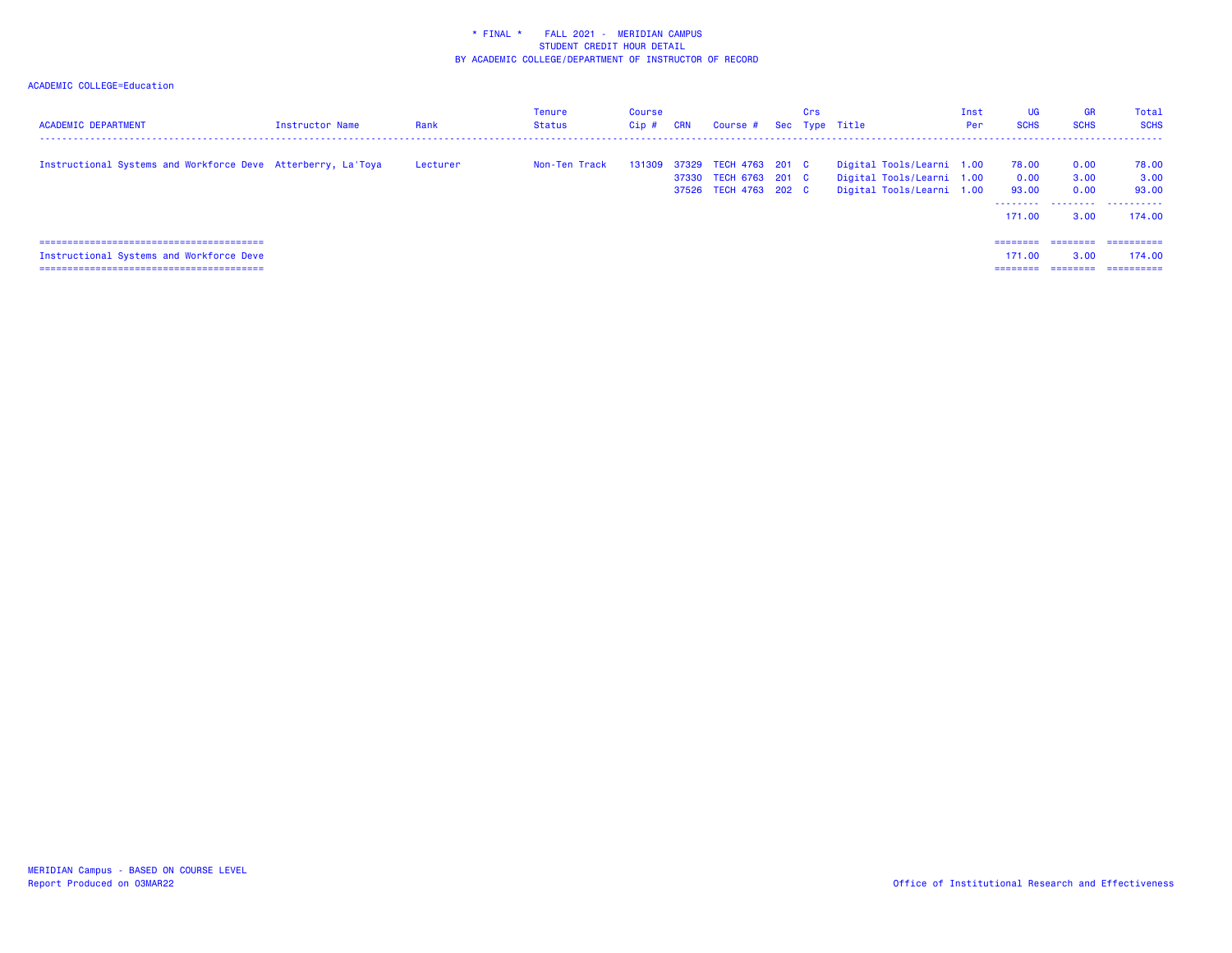\* FINAL \* FALL 2021 - MERIDIAN CAMPUS
STUDENT CREDIT HOUR DETAIL
BY ACADEMIC COLLEGE/DEPARTMENT OF INSTRUCTOR OF RECORD

ACADEMIC COLLEGE=Education

| ACADEMIC DEPARTMENT | Instructor Name | Rank | Tenure Status | Course Cip # | CRN | Course # | Sec | Crs Type | Title | Inst Per | UG SCHS | GR SCHS | Total SCHS |
|---|---|---|---|---|---|---|---|---|---|---|---|---|---|
| Instructional Systems and Workforce Deve | Atterberry, La'Toya | Lecturer | Non-Ten Track | 131309 | 37329 | TECH 4763 | 201 | C | Digital Tools/Learni | 1.00 | 78.00 | 0.00 | 78.00 |
| | | | | | 37330 | TECH 6763 | 201 | C | Digital Tools/Learni | 1.00 | 0.00 | 3.00 | 3.00 |
| | | | | | 37526 | TECH 4763 | 202 | C | Digital Tools/Learni | 1.00 | 93.00 | 0.00 | 93.00 |
| | | | | | | | | | | | 171.00 | 3.00 | 174.00 |
| Instructional Systems and Workforce Deve | | | | | | | | | | | 171.00 | 3.00 | 174.00 |

MERIDIAN Campus - BASED ON COURSE LEVEL
Report Produced on 03MAR22

Office of Institutional Research and Effectiveness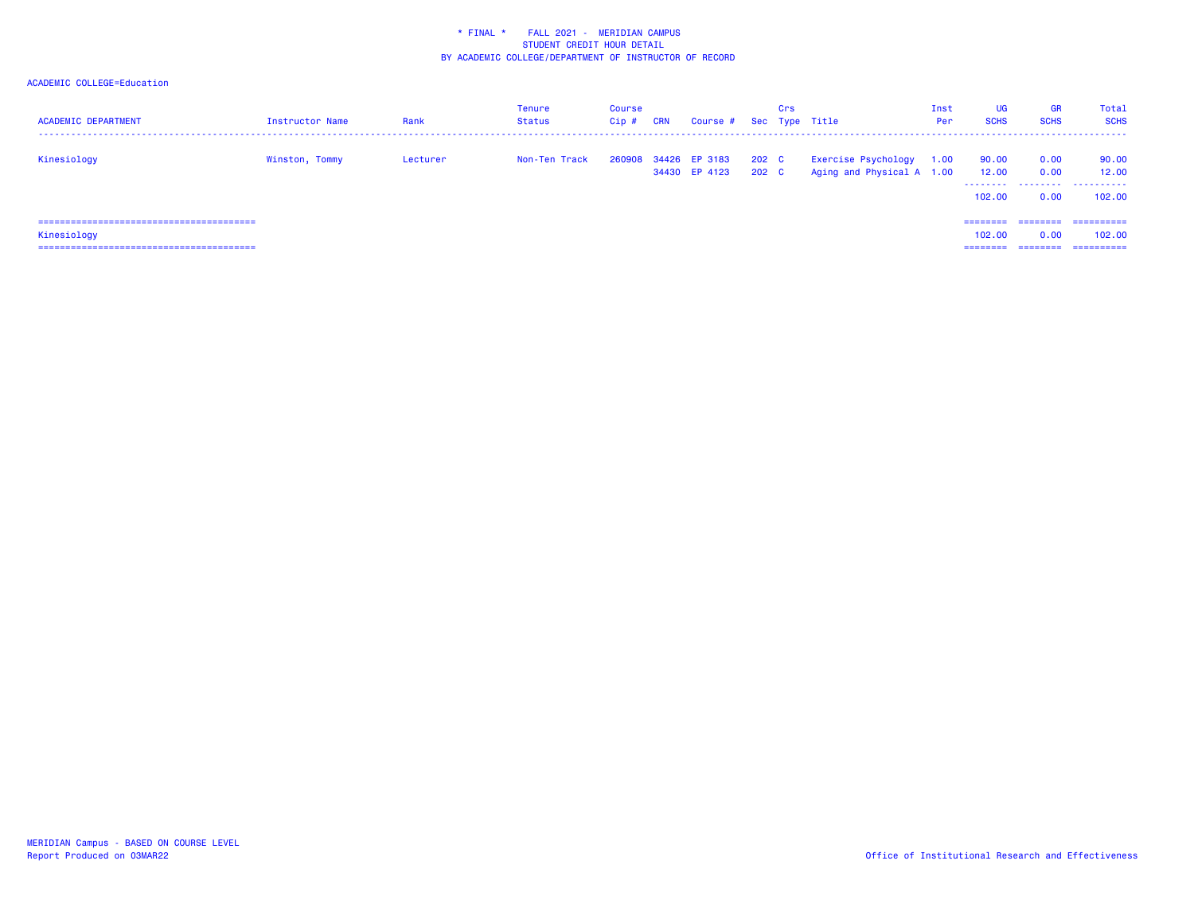\* FINAL \*    FALL 2021 -  MERIDIAN CAMPUS
STUDENT CREDIT HOUR DETAIL
BY ACADEMIC COLLEGE/DEPARTMENT OF INSTRUCTOR OF RECORD

ACADEMIC COLLEGE=Education

| ACADEMIC DEPARTMENT | Instructor Name | Rank | Tenure Status | Course Cip # | CRN | Course # | Sec | Crs Type | Title | Inst Per | UG SCHS | GR SCHS | Total SCHS |
|---|---|---|---|---|---|---|---|---|---|---|---|---|---|
| Kinesiology | Winston, Tommy | Lecturer | Non-Ten Track | 260908 | 34426 | EP 3183 | 202 | C | Exercise Psychology | 1.00 | 90.00 | 0.00 | 90.00 |
| | | | | | 34430 | EP 4123 | 202 | C | Aging and Physical A | 1.00 | 12.00 | 0.00 | 12.00 |
| | | | | | | | | | | | 102.00 | 0.00 | 102.00 |
| Kinesiology | | | | | | | | | | | 102.00 | 0.00 | 102.00 |

MERIDIAN Campus - BASED ON COURSE LEVEL
Report Produced on 03MAR22

Office of Institutional Research and Effectiveness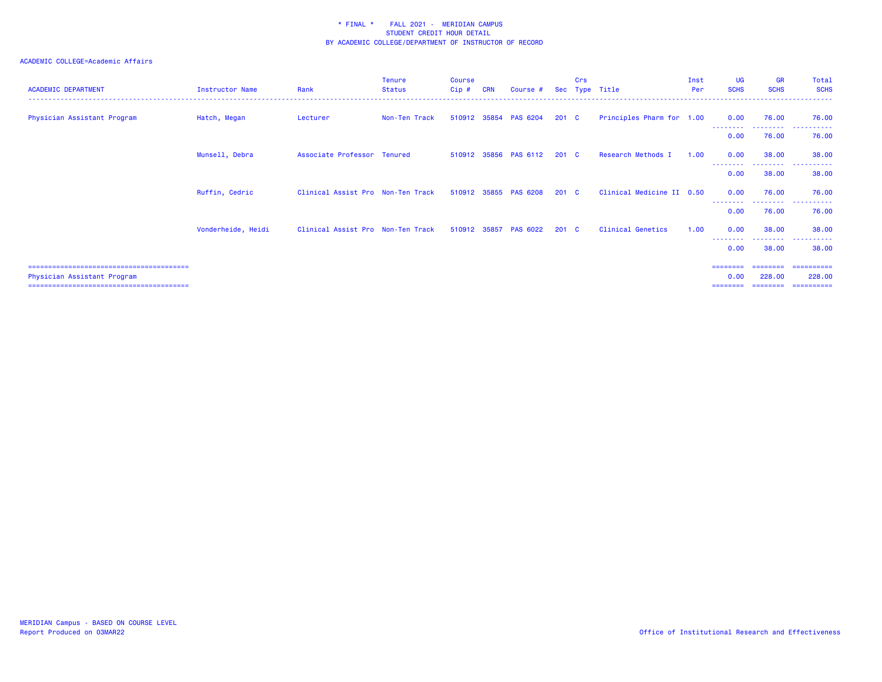\* FINAL \* FALL 2021 - MERIDIAN CAMPUS
STUDENT CREDIT HOUR DETAIL
BY ACADEMIC COLLEGE/DEPARTMENT OF INSTRUCTOR OF RECORD

ACADEMIC COLLEGE=Academic Affairs

| ACADEMIC DEPARTMENT | Instructor Name | Rank | Tenure Status | Course Cip # | CRN | Course # | Sec | Crs Type | Title | Inst Per | UG SCHS | GR SCHS | Total SCHS |
|---|---|---|---|---|---|---|---|---|---|---|---|---|---|
| Physician Assistant Program | Hatch, Megan | Lecturer | Non-Ten Track | 510912 | 35854 | PAS 6204 | 201 | C | Principles Pharm for | 1.00 | 0.00 | 76.00 | 76.00 |
| | | | | | | | | | | | 0.00 | 76.00 | 76.00 |
| | Munsell, Debra | Associate Professor | Tenured | 510912 | 35856 | PAS 6112 | 201 | C | Research Methods I | 1.00 | 0.00 | 38.00 | 38.00 |
| | | | | | | | | | | | 0.00 | 38.00 | 38.00 |
| | Ruffin, Cedric | Clinical Assist Pro | Non-Ten Track | 510912 | 35855 | PAS 6208 | 201 | C | Clinical Medicine II | 0.50 | 0.00 | 76.00 | 76.00 |
| | | | | | | | | | | | 0.00 | 76.00 | 76.00 |
| | Vonderheide, Heidi | Clinical Assist Pro | Non-Ten Track | 510912 | 35857 | PAS 6022 | 201 | C | Clinical Genetics | 1.00 | 0.00 | 38.00 | 38.00 |
| | | | | | | | | | | | 0.00 | 38.00 | 38.00 |
| Physician Assistant Program | | | | | | | | | | | 0.00 | 228.00 | 228.00 |

MERIDIAN Campus - BASED ON COURSE LEVEL
Report Produced on 03MAR22

Office of Institutional Research and Effectiveness